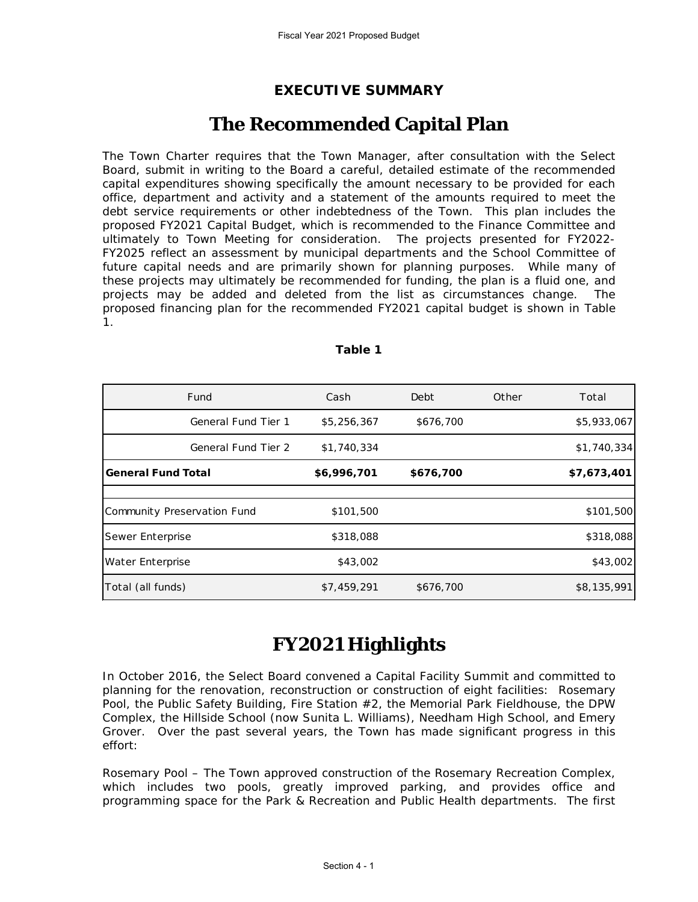## EXECUTIVE SUMMARY

# The Recommended Capital Plan

The Town Charter requires that the Town Manager, after consultation with the Select Board, submit in writing to the Board a careful, detailed estimate of the recommended capital expenditures showing specifically the amount necessary to be provided for each office, department and activity and a statement of the amounts required to meet the debt service requirements or other indebtedness of the Town. This plan includes the proposed FY2021 Capital Budget, which is recommended to the Finance Committee and ultimately to Town Meeting for consideration. The projects presented for FY2022-FY2025 reflect an assessment by municipal departments and the School Committee of future capital needs and are primarily shown for planning purposes. While many of these projects may ultimately be recommended for funding, the plan is a fluid one, and projects may be added and deleted from the list as circumstances change. The proposed financing plan for the recommended FY2021 capital budget is shown in Table 1.

**Table 1**

| Fund | Cash | Debt | Other | Total |
|---|---|---|---|---|
| General Fund Tier 1 | $5,256,367 | $676,700 | | $5,933,067 |
| General Fund Tier 2 | $1,740,334 | | | $1,740,334 |
| **General Fund Total** | **$6,996,701** | **$676,700** | | **$7,673,401** |
| | | | | |
| Community Preservation Fund | $101,500 | | | $101,500 |
| Sewer Enterprise | $318,088 | | | $318,088 |
| Water Enterprise | $43,002 | | | $43,002 |
| Total (all funds) | $7,459,291 | $676,700 | | $8,135,991 |

# FY2021 Highlights

In October 2016, the Select Board convened a Capital Facility Summit and committed to planning for the renovation, reconstruction or construction of eight facilities: Rosemary Pool, the Public Safety Building, Fire Station #2, the Memorial Park Fieldhouse, the DPW Complex, the Hillside School (now Sunita L. Williams), Needham High School, and Emery Grover. Over the past several years, the Town has made significant progress in this effort:

Rosemary Pool – The Town approved construction of the Rosemary Recreation Complex, which includes two pools, greatly improved parking, and provides office and programming space for the Park & Recreation and Public Health departments. The first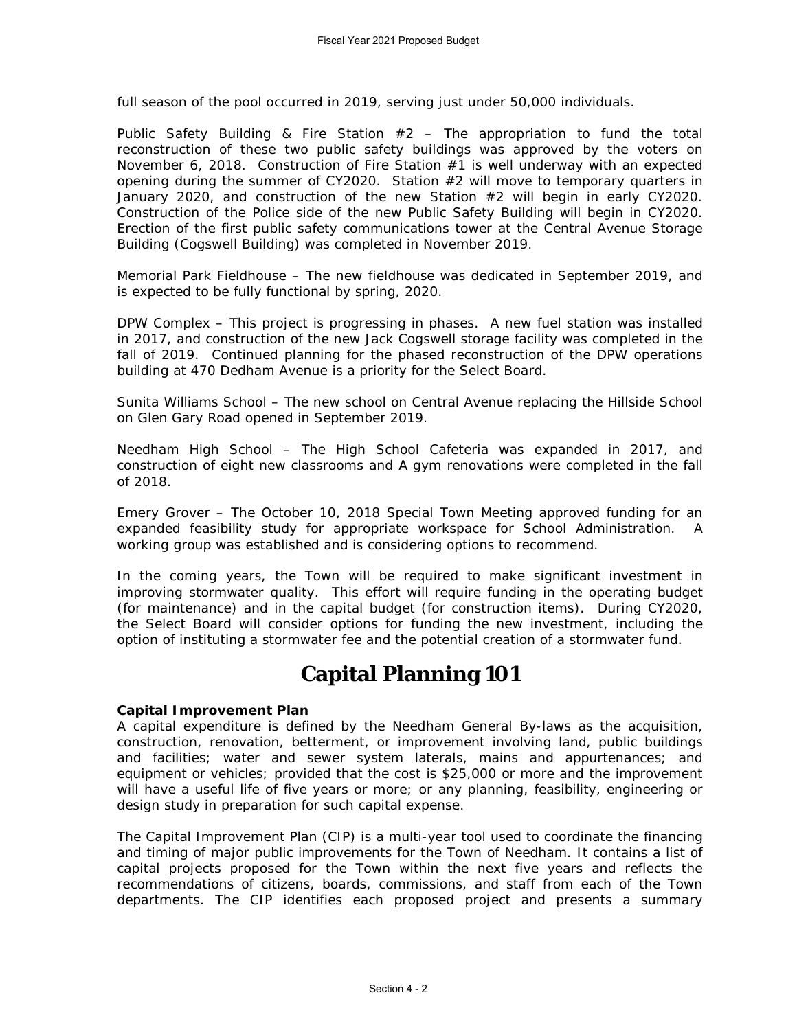full season of the pool occurred in 2019, serving just under 50,000 individuals.

Public Safety Building & Fire Station #2 – The appropriation to fund the total reconstruction of these two public safety buildings was approved by the voters on November 6, 2018. Construction of Fire Station #1 is well underway with an expected opening during the summer of CY2020. Station #2 will move to temporary quarters in January 2020, and construction of the new Station #2 will begin in early CY2020. Construction of the Police side of the new Public Safety Building will begin in CY2020. Erection of the first public safety communications tower at the Central Avenue Storage Building (Cogswell Building) was completed in November 2019.

Memorial Park Fieldhouse – The new fieldhouse was dedicated in September 2019, and is expected to be fully functional by spring, 2020.

DPW Complex – This project is progressing in phases. A new fuel station was installed in 2017, and construction of the new Jack Cogswell storage facility was completed in the fall of 2019. Continued planning for the phased reconstruction of the DPW operations building at 470 Dedham Avenue is a priority for the Select Board.

Sunita Williams School – The new school on Central Avenue replacing the Hillside School on Glen Gary Road opened in September 2019.

Needham High School – The High School Cafeteria was expanded in 2017, and construction of eight new classrooms and A gym renovations were completed in the fall of 2018.

Emery Grover – The October 10, 2018 Special Town Meeting approved funding for an expanded feasibility study for appropriate workspace for School Administration. A working group was established and is considering options to recommend.

In the coming years, the Town will be required to make significant investment in improving stormwater quality. This effort will require funding in the operating budget (for maintenance) and in the capital budget (for construction items). During CY2020, the Select Board will consider options for funding the new investment, including the option of instituting a stormwater fee and the potential creation of a stormwater fund.

# Capital Planning 101

**Capital Improvement Plan**

A capital expenditure is defined by the Needham General By-laws as the acquisition, construction, renovation, betterment, or improvement involving land, public buildings and facilities; water and sewer system laterals, mains and appurtenances; and equipment or vehicles; provided that the cost is $25,000 or more and the improvement will have a useful life of five years or more; or any planning, feasibility, engineering or design study in preparation for such capital expense.

The Capital Improvement Plan (CIP) is a multi-year tool used to coordinate the financing and timing of major public improvements for the Town of Needham. It contains a list of capital projects proposed for the Town within the next five years and reflects the recommendations of citizens, boards, commissions, and staff from each of the Town departments. The CIP identifies each proposed project and presents a summary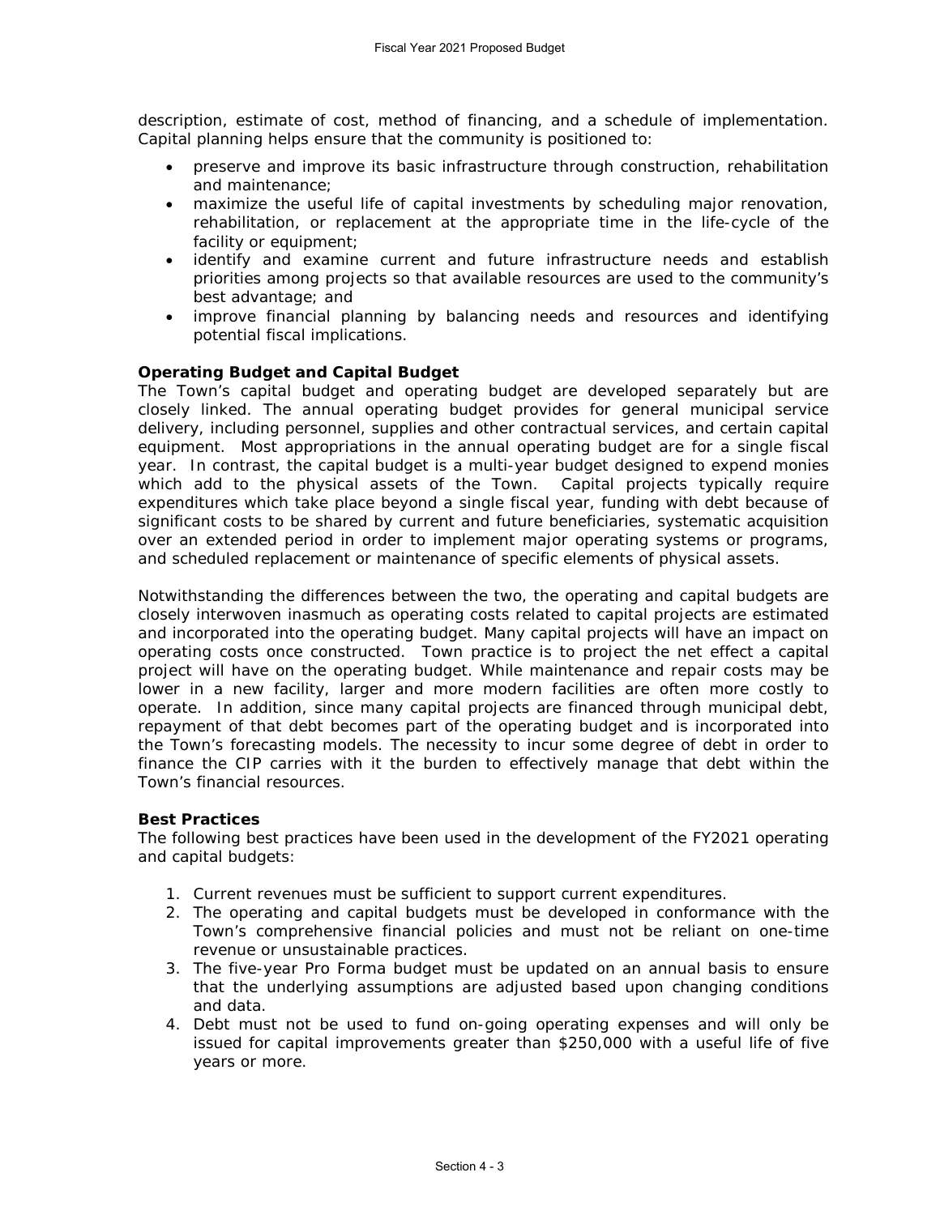description, estimate of cost, method of financing, and a schedule of implementation. Capital planning helps ensure that the community is positioned to:

- preserve and improve its basic infrastructure through construction, rehabilitation and maintenance;
- maximize the useful life of capital investments by scheduling major renovation, rehabilitation, or replacement at the appropriate time in the life-cycle of the facility or equipment;
- identify and examine current and future infrastructure needs and establish priorities among projects so that available resources are used to the community's best advantage; and
- improve financial planning by balancing needs and resources and identifying potential fiscal implications.

**Operating Budget and Capital Budget**

The Town's capital budget and operating budget are developed separately but are closely linked. The annual operating budget provides for general municipal service delivery, including personnel, supplies and other contractual services, and certain capital equipment. Most appropriations in the annual operating budget are for a single fiscal year. In contrast, the capital budget is a multi-year budget designed to expend monies which add to the physical assets of the Town. Capital projects typically require expenditures which take place beyond a single fiscal year, funding with debt because of significant costs to be shared by current and future beneficiaries, systematic acquisition over an extended period in order to implement major operating systems or programs, and scheduled replacement or maintenance of specific elements of physical assets.

Notwithstanding the differences between the two, the operating and capital budgets are closely interwoven inasmuch as operating costs related to capital projects are estimated and incorporated into the operating budget. Many capital projects will have an impact on operating costs once constructed. Town practice is to project the net effect a capital project will have on the operating budget. While maintenance and repair costs may be lower in a new facility, larger and more modern facilities are often more costly to operate. In addition, since many capital projects are financed through municipal debt, repayment of that debt becomes part of the operating budget and is incorporated into the Town's forecasting models. The necessity to incur some degree of debt in order to finance the CIP carries with it the burden to effectively manage that debt within the Town's financial resources.

**Best Practices**

The following best practices have been used in the development of the FY2021 operating and capital budgets:

1. Current revenues must be sufficient to support current expenditures.
2. The operating and capital budgets must be developed in conformance with the Town's comprehensive financial policies and must not be reliant on one-time revenue or unsustainable practices.
3. The five-year Pro Forma budget must be updated on an annual basis to ensure that the underlying assumptions are adjusted based upon changing conditions and data.
4. Debt must not be used to fund on-going operating expenses and will only be issued for capital improvements greater than $250,000 with a useful life of five years or more.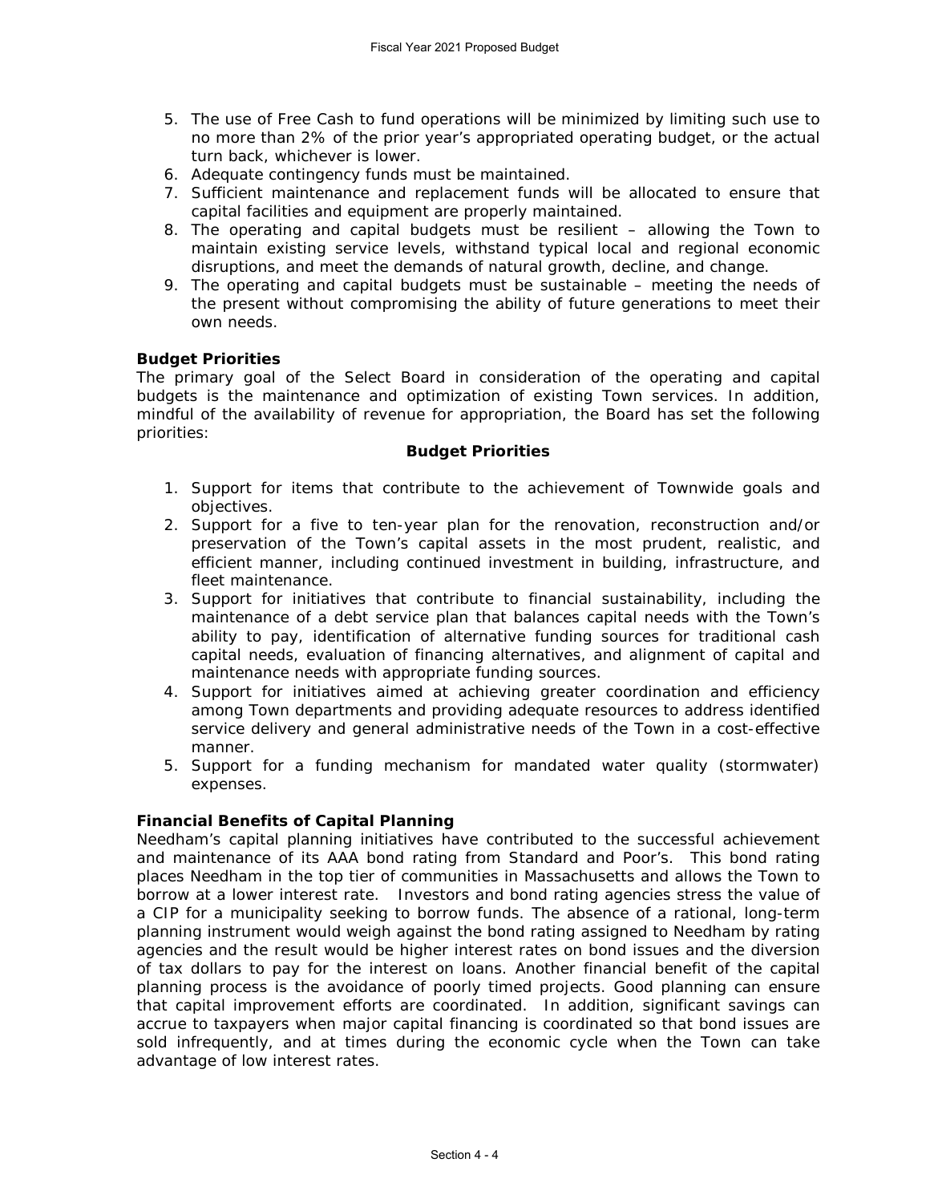5. The use of Free Cash to fund operations will be minimized by limiting such use to no more than 2% of the prior year's appropriated operating budget, or the actual turn back, whichever is lower.
6. Adequate contingency funds must be maintained.
7. Sufficient maintenance and replacement funds will be allocated to ensure that capital facilities and equipment are properly maintained.
8. The operating and capital budgets must be resilient – allowing the Town to maintain existing service levels, withstand typical local and regional economic disruptions, and meet the demands of natural growth, decline, and change.
9. The operating and capital budgets must be sustainable – meeting the needs of the present without compromising the ability of future generations to meet their own needs.

### Budget Priorities

The primary goal of the Select Board in consideration of the operating and capital budgets is the maintenance and optimization of existing Town services. In addition, mindful of the availability of revenue for appropriation, the Board has set the following priorities:

**Budget Priorities**

1. Support for items that contribute to the achievement of Townwide goals and objectives.
2. Support for a five to ten-year plan for the renovation, reconstruction and/or preservation of the Town's capital assets in the most prudent, realistic, and efficient manner, including continued investment in building, infrastructure, and fleet maintenance.
3. Support for initiatives that contribute to financial sustainability, including the maintenance of a debt service plan that balances capital needs with the Town's ability to pay, identification of alternative funding sources for traditional cash capital needs, evaluation of financing alternatives, and alignment of capital and maintenance needs with appropriate funding sources.
4. Support for initiatives aimed at achieving greater coordination and efficiency among Town departments and providing adequate resources to address identified service delivery and general administrative needs of the Town in a cost-effective manner.
5. Support for a funding mechanism for mandated water quality (stormwater) expenses.

### Financial Benefits of Capital Planning

Needham's capital planning initiatives have contributed to the successful achievement and maintenance of its AAA bond rating from Standard and Poor's. This bond rating places Needham in the top tier of communities in Massachusetts and allows the Town to borrow at a lower interest rate. Investors and bond rating agencies stress the value of a CIP for a municipality seeking to borrow funds. The absence of a rational, long-term planning instrument would weigh against the bond rating assigned to Needham by rating agencies and the result would be higher interest rates on bond issues and the diversion of tax dollars to pay for the interest on loans. Another financial benefit of the capital planning process is the avoidance of poorly timed projects. Good planning can ensure that capital improvement efforts are coordinated. In addition, significant savings can accrue to taxpayers when major capital financing is coordinated so that bond issues are sold infrequently, and at times during the economic cycle when the Town can take advantage of low interest rates.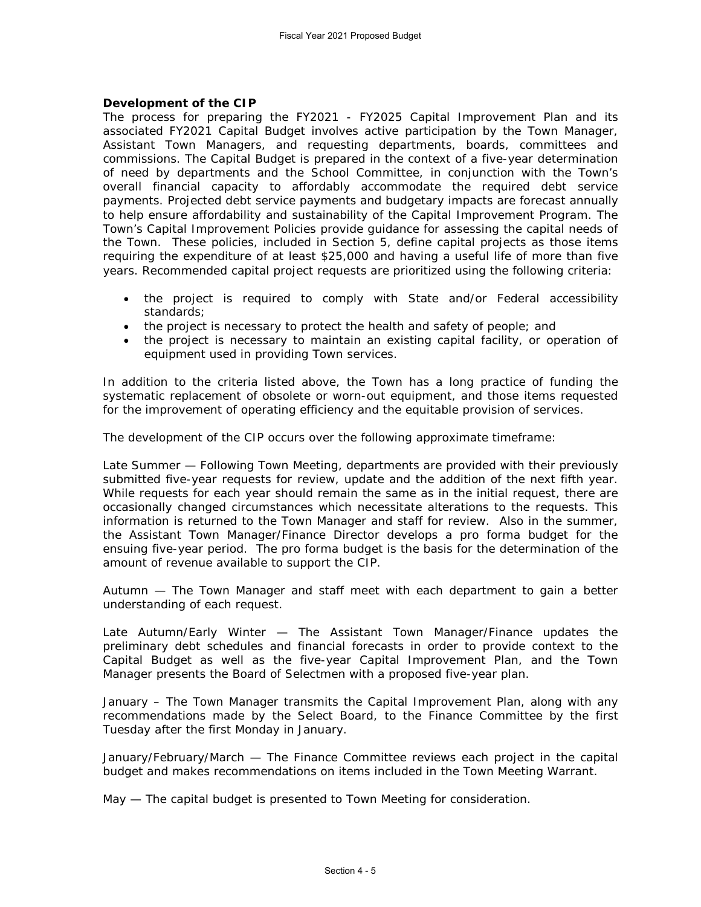**Development of the CIP**

The process for preparing the FY2021 - FY2025 Capital Improvement Plan and its associated FY2021 Capital Budget involves active participation by the Town Manager, Assistant Town Managers, and requesting departments, boards, committees and commissions. The Capital Budget is prepared in the context of a five-year determination of need by departments and the School Committee, in conjunction with the Town's overall financial capacity to affordably accommodate the required debt service payments. Projected debt service payments and budgetary impacts are forecast annually to help ensure affordability and sustainability of the Capital Improvement Program. The Town's Capital Improvement Policies provide guidance for assessing the capital needs of the Town. These policies, included in Section 5, define capital projects as those items requiring the expenditure of at least $25,000 and having a useful life of more than five years. Recommended capital project requests are prioritized using the following criteria:

- the project is required to comply with State and/or Federal accessibility standards;
- the project is necessary to protect the health and safety of people; and
- the project is necessary to maintain an existing capital facility, or operation of equipment used in providing Town services.

In addition to the criteria listed above, the Town has a long practice of funding the systematic replacement of obsolete or worn-out equipment, and those items requested for the improvement of operating efficiency and the equitable provision of services.

The development of the CIP occurs over the following approximate timeframe:

Late Summer — Following Town Meeting, departments are provided with their previously submitted five-year requests for review, update and the addition of the next fifth year. While requests for each year should remain the same as in the initial request, there are occasionally changed circumstances which necessitate alterations to the requests. This information is returned to the Town Manager and staff for review. Also in the summer, the Assistant Town Manager/Finance Director develops a pro forma budget for the ensuing five-year period. The pro forma budget is the basis for the determination of the amount of revenue available to support the CIP.

Autumn — The Town Manager and staff meet with each department to gain a better understanding of each request.

Late Autumn/Early Winter — The Assistant Town Manager/Finance updates the preliminary debt schedules and financial forecasts in order to provide context to the Capital Budget as well as the five-year Capital Improvement Plan, and the Town Manager presents the Board of Selectmen with a proposed five-year plan.

January – The Town Manager transmits the Capital Improvement Plan, along with any recommendations made by the Select Board, to the Finance Committee by the first Tuesday after the first Monday in January.

January/February/March — The Finance Committee reviews each project in the capital budget and makes recommendations on items included in the Town Meeting Warrant.

May — The capital budget is presented to Town Meeting for consideration.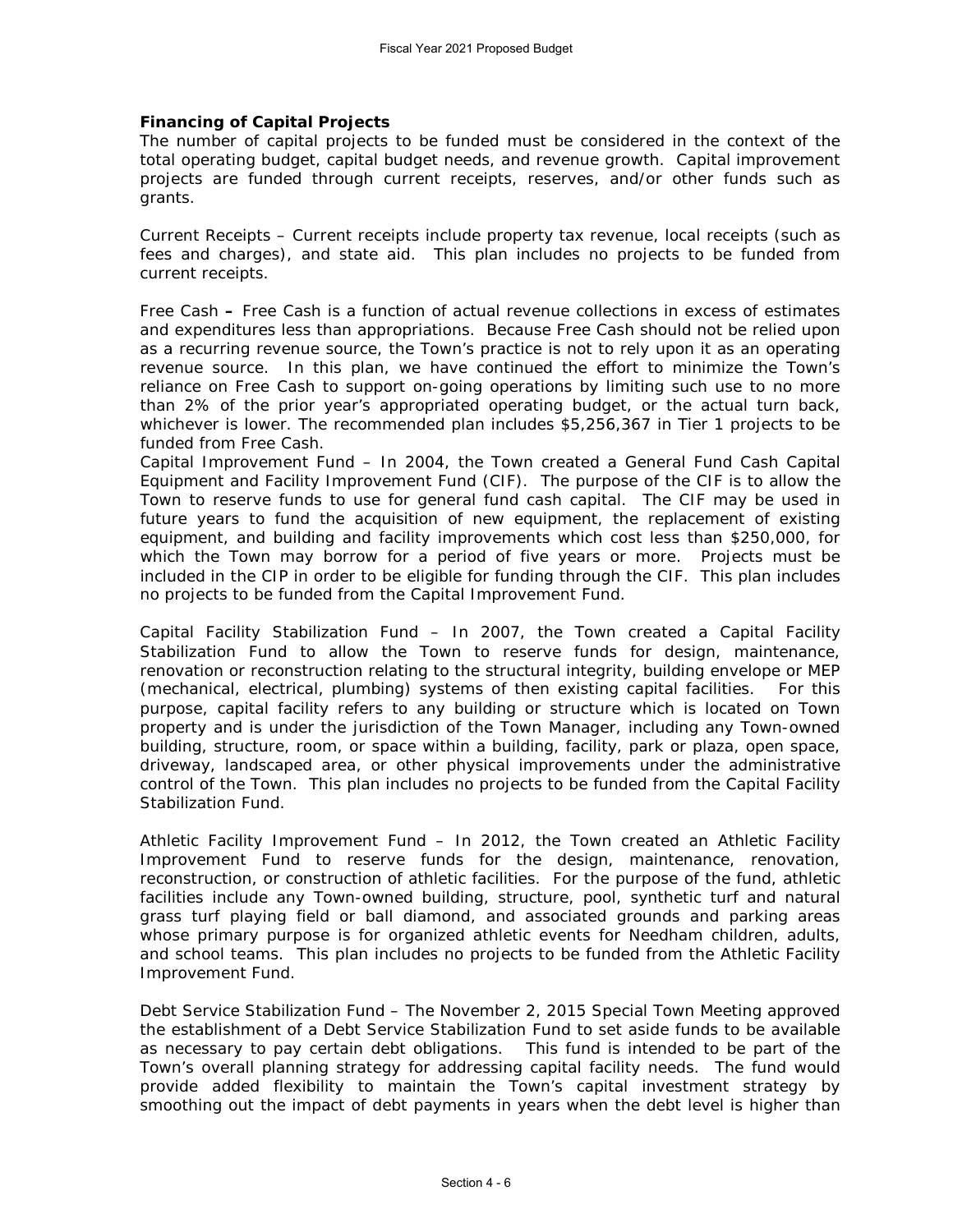**Financing of Capital Projects**

The number of capital projects to be funded must be considered in the context of the total operating budget, capital budget needs, and revenue growth. Capital improvement projects are funded through current receipts, reserves, and/or other funds such as grants.

Current Receipts – Current receipts include property tax revenue, local receipts (such as fees and charges), and state aid. This plan includes no projects to be funded from current receipts.

Free Cash **–** Free Cash is a function of actual revenue collections in excess of estimates and expenditures less than appropriations. Because Free Cash should not be relied upon as a recurring revenue source, the Town's practice is not to rely upon it as an operating revenue source. In this plan, we have continued the effort to minimize the Town's reliance on Free Cash to support on-going operations by limiting such use to no more than 2% of the prior year's appropriated operating budget, or the actual turn back, whichever is lower. The recommended plan includes $5,256,367 in Tier 1 projects to be funded from Free Cash.

Capital Improvement Fund – In 2004, the Town created a General Fund Cash Capital Equipment and Facility Improvement Fund (CIF). The purpose of the CIF is to allow the Town to reserve funds to use for general fund cash capital. The CIF may be used in future years to fund the acquisition of new equipment, the replacement of existing equipment, and building and facility improvements which cost less than $250,000, for which the Town may borrow for a period of five years or more. Projects must be included in the CIP in order to be eligible for funding through the CIF. This plan includes no projects to be funded from the Capital Improvement Fund.

Capital Facility Stabilization Fund – In 2007, the Town created a Capital Facility Stabilization Fund to allow the Town to reserve funds for design, maintenance, renovation or reconstruction relating to the structural integrity, building envelope or MEP (mechanical, electrical, plumbing) systems of then existing capital facilities. For this purpose, capital facility refers to any building or structure which is located on Town property and is under the jurisdiction of the Town Manager, including any Town-owned building, structure, room, or space within a building, facility, park or plaza, open space, driveway, landscaped area, or other physical improvements under the administrative control of the Town. This plan includes no projects to be funded from the Capital Facility Stabilization Fund.

Athletic Facility Improvement Fund – In 2012, the Town created an Athletic Facility Improvement Fund to reserve funds for the design, maintenance, renovation, reconstruction, or construction of athletic facilities. For the purpose of the fund, athletic facilities include any Town-owned building, structure, pool, synthetic turf and natural grass turf playing field or ball diamond, and associated grounds and parking areas whose primary purpose is for organized athletic events for Needham children, adults, and school teams. This plan includes no projects to be funded from the Athletic Facility Improvement Fund.

Debt Service Stabilization Fund – The November 2, 2015 Special Town Meeting approved the establishment of a Debt Service Stabilization Fund to set aside funds to be available as necessary to pay certain debt obligations. This fund is intended to be part of the Town's overall planning strategy for addressing capital facility needs. The fund would provide added flexibility to maintain the Town's capital investment strategy by smoothing out the impact of debt payments in years when the debt level is higher than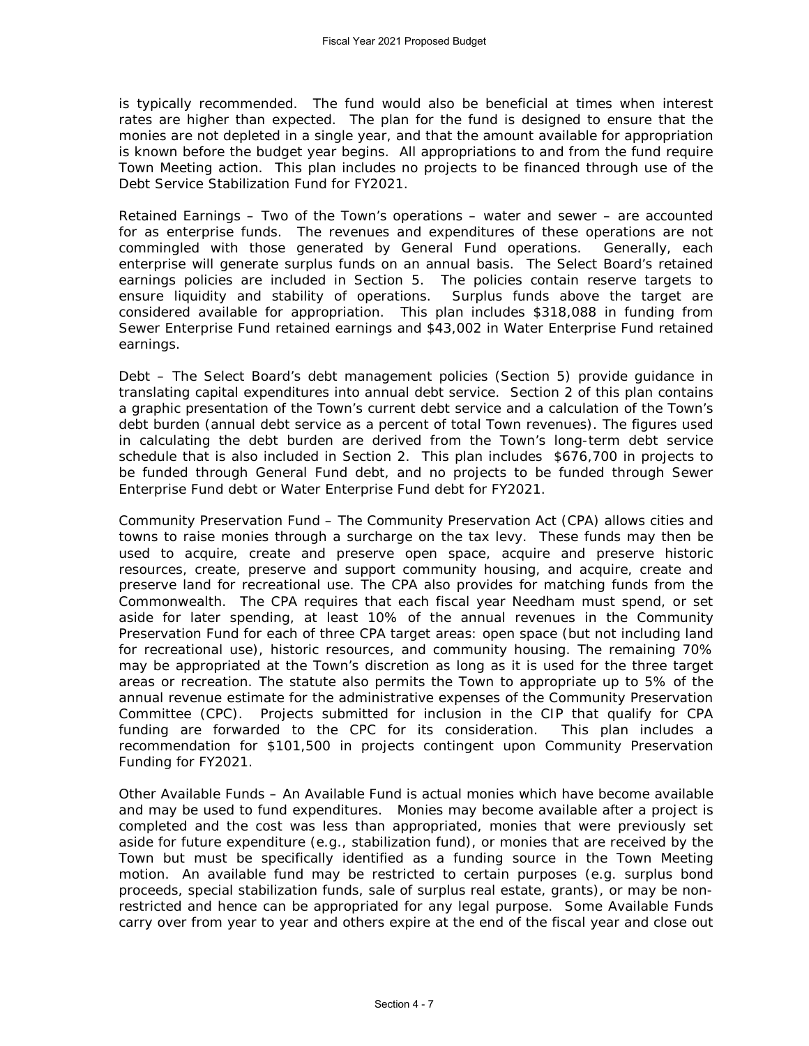is typically recommended. The fund would also be beneficial at times when interest rates are higher than expected. The plan for the fund is designed to ensure that the monies are not depleted in a single year, and that the amount available for appropriation is known before the budget year begins. All appropriations to and from the fund require Town Meeting action. This plan includes no projects to be financed through use of the Debt Service Stabilization Fund for FY2021.

Retained Earnings – Two of the Town's operations – water and sewer – are accounted for as enterprise funds. The revenues and expenditures of these operations are not commingled with those generated by General Fund operations. Generally, each enterprise will generate surplus funds on an annual basis. The Select Board's retained earnings policies are included in Section 5. The policies contain reserve targets to ensure liquidity and stability of operations. Surplus funds above the target are considered available for appropriation. This plan includes $318,088 in funding from Sewer Enterprise Fund retained earnings and $43,002 in Water Enterprise Fund retained earnings.

Debt – The Select Board's debt management policies (Section 5) provide guidance in translating capital expenditures into annual debt service. Section 2 of this plan contains a graphic presentation of the Town's current debt service and a calculation of the Town's debt burden (annual debt service as a percent of total Town revenues). The figures used in calculating the debt burden are derived from the Town's long-term debt service schedule that is also included in Section 2. This plan includes $676,700 in projects to be funded through General Fund debt, and no projects to be funded through Sewer Enterprise Fund debt or Water Enterprise Fund debt for FY2021.

Community Preservation Fund – The Community Preservation Act (CPA) allows cities and towns to raise monies through a surcharge on the tax levy. These funds may then be used to acquire, create and preserve open space, acquire and preserve historic resources, create, preserve and support community housing, and acquire, create and preserve land for recreational use. The CPA also provides for matching funds from the Commonwealth. The CPA requires that each fiscal year Needham must spend, or set aside for later spending, at least 10% of the annual revenues in the Community Preservation Fund for each of three CPA target areas: open space (but not including land for recreational use), historic resources, and community housing. The remaining 70% may be appropriated at the Town's discretion as long as it is used for the three target areas or recreation. The statute also permits the Town to appropriate up to 5% of the annual revenue estimate for the administrative expenses of the Community Preservation Committee (CPC). Projects submitted for inclusion in the CIP that qualify for CPA funding are forwarded to the CPC for its consideration. This plan includes a recommendation for $101,500 in projects contingent upon Community Preservation Funding for FY2021.

Other Available Funds – An Available Fund is actual monies which have become available and may be used to fund expenditures. Monies may become available after a project is completed and the cost was less than appropriated, monies that were previously set aside for future expenditure (e.g., stabilization fund), or monies that are received by the Town but must be specifically identified as a funding source in the Town Meeting motion. An available fund may be restricted to certain purposes (e.g. surplus bond proceeds, special stabilization funds, sale of surplus real estate, grants), or may be non-restricted and hence can be appropriated for any legal purpose. Some Available Funds carry over from year to year and others expire at the end of the fiscal year and close out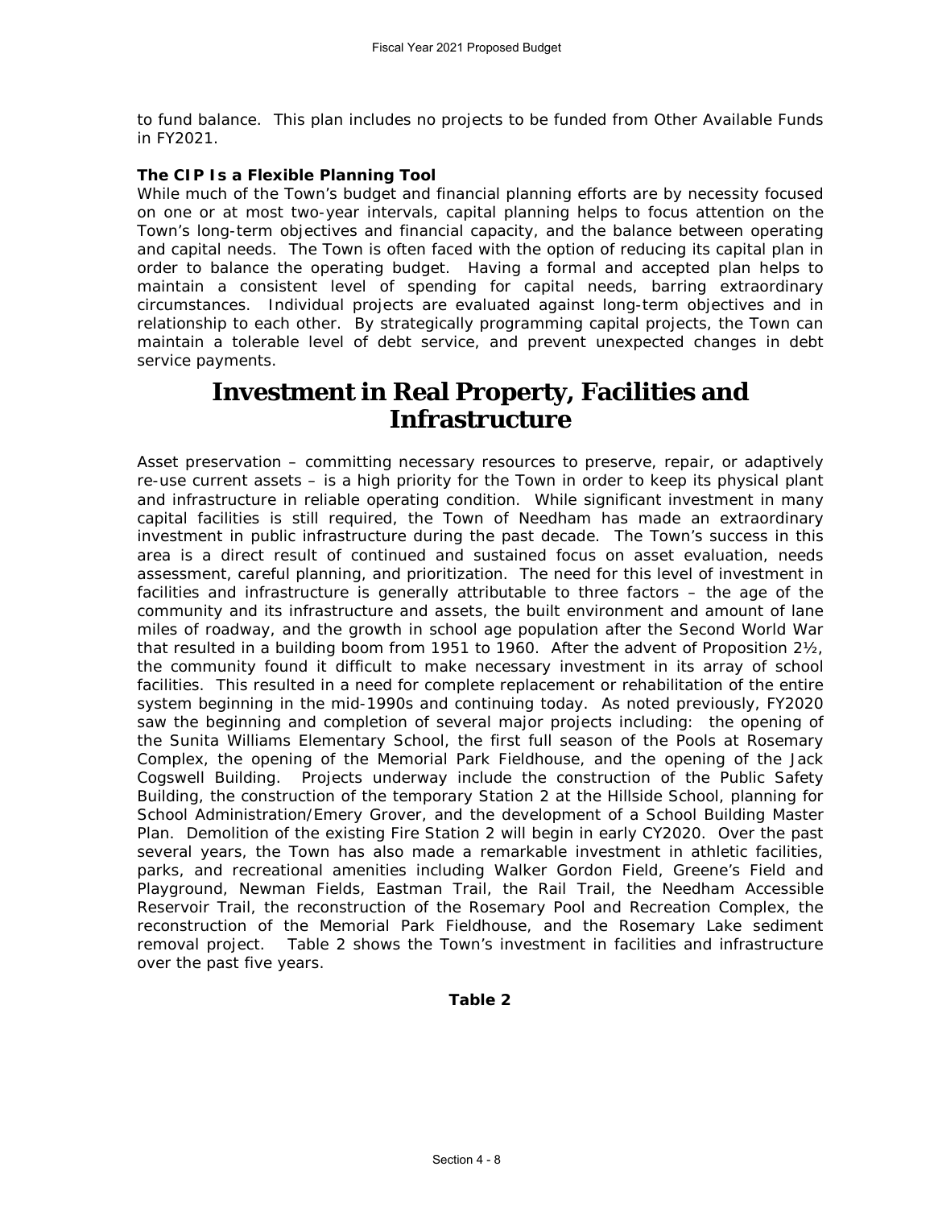to fund balance. This plan includes no projects to be funded from Other Available Funds in FY2021.

**The CIP Is a Flexible Planning Tool**

While much of the Town's budget and financial planning efforts are by necessity focused on one or at most two-year intervals, capital planning helps to focus attention on the Town's long-term objectives and financial capacity, and the balance between operating and capital needs. The Town is often faced with the option of reducing its capital plan in order to balance the operating budget. Having a formal and accepted plan helps to maintain a consistent level of spending for capital needs, barring extraordinary circumstances. Individual projects are evaluated against long-term objectives and in relationship to each other. By strategically programming capital projects, the Town can maintain a tolerable level of debt service, and prevent unexpected changes in debt service payments.

# Investment in Real Property, Facilities and Infrastructure

Asset preservation – committing necessary resources to preserve, repair, or adaptively re-use current assets – is a high priority for the Town in order to keep its physical plant and infrastructure in reliable operating condition. While significant investment in many capital facilities is still required, the Town of Needham has made an extraordinary investment in public infrastructure during the past decade. The Town's success in this area is a direct result of continued and sustained focus on asset evaluation, needs assessment, careful planning, and prioritization. The need for this level of investment in facilities and infrastructure is generally attributable to three factors – the age of the community and its infrastructure and assets, the built environment and amount of lane miles of roadway, and the growth in school age population after the Second World War that resulted in a building boom from 1951 to 1960. After the advent of Proposition 2½, the community found it difficult to make necessary investment in its array of school facilities. This resulted in a need for complete replacement or rehabilitation of the entire system beginning in the mid-1990s and continuing today. As noted previously, FY2020 saw the beginning and completion of several major projects including: the opening of the Sunita Williams Elementary School, the first full season of the Pools at Rosemary Complex, the opening of the Memorial Park Fieldhouse, and the opening of the Jack Cogswell Building. Projects underway include the construction of the Public Safety Building, the construction of the temporary Station 2 at the Hillside School, planning for School Administration/Emery Grover, and the development of a School Building Master Plan. Demolition of the existing Fire Station 2 will begin in early CY2020. Over the past several years, the Town has also made a remarkable investment in athletic facilities, parks, and recreational amenities including Walker Gordon Field, Greene's Field and Playground, Newman Fields, Eastman Trail, the Rail Trail, the Needham Accessible Reservoir Trail, the reconstruction of the Rosemary Pool and Recreation Complex, the reconstruction of the Memorial Park Fieldhouse, and the Rosemary Lake sediment removal project. Table 2 shows the Town's investment in facilities and infrastructure over the past five years.

**Table 2**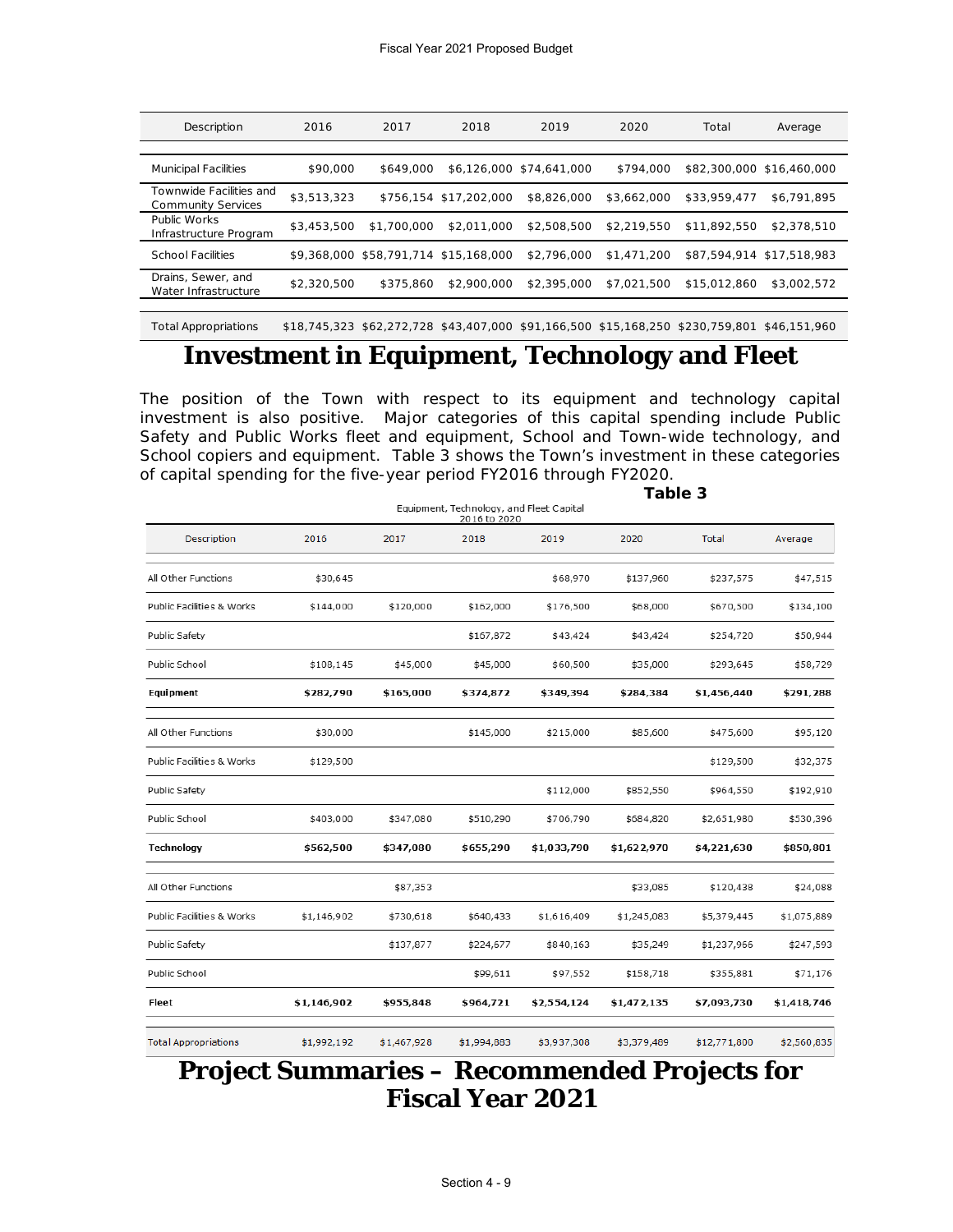| Description | 2016 | 2017 | 2018 | 2019 | 2020 | Total | Average |
|---|---|---|---|---|---|---|---|
| Municipal Facilities | $90,000 | $649,000 | $6,126,000 | $74,641,000 | $794,000 | $82,300,000 | $16,460,000 |
| Townwide Facilities and Community Services | $3,513,323 | $756,154 | $17,202,000 | $8,826,000 | $3,662,000 | $33,959,477 | $6,791,895 |
| Public Works Infrastructure Program | $3,453,500 | $1,700,000 | $2,011,000 | $2,508,500 | $2,219,550 | $11,892,550 | $2,378,510 |
| School Facilities | $9,368,000 | $58,791,714 | $15,168,000 | $2,796,000 | $1,471,200 | $87,594,914 | $17,518,983 |
| Drains, Sewer, and Water Infrastructure | $2,320,500 | $375,860 | $2,900,000 | $2,395,000 | $7,021,500 | $15,012,860 | $3,002,572 |
| Total Appropriations | $18,745,323 | $62,272,728 | $43,407,000 | $91,166,500 | $15,168,250 | $230,759,801 | $46,151,960 |

# Investment in Equipment, Technology and Fleet

The position of the Town with respect to its equipment and technology capital investment is also positive. Major categories of this capital spending include Public Safety and Public Works fleet and equipment, School and Town-wide technology, and School copiers and equipment. Table 3 shows the Town's investment in these categories of capital spending for the five-year period FY2016 through FY2020.

**Table 3**

Equipment, Technology, and Fleet Capital
2016 to 2020

| Description | 2016 | 2017 | 2018 | 2019 | 2020 | Total | Average |
|---|---|---|---|---|---|---|---|
| All Other Functions | $30,645 | | | $68,970 | $137,960 | $237,575 | $47,515 |
| Public Facilities & Works | $144,000 | $120,000 | $162,000 | $176,500 | $68,000 | $670,500 | $134,100 |
| Public Safety | | | $167,872 | $43,424 | $43,424 | $254,720 | $50,944 |
| Public School | $108,145 | $45,000 | $45,000 | $60,500 | $35,000 | $293,645 | $58,729 |
| **Equipment** | **$282,790** | **$165,000** | **$374,872** | **$349,394** | **$284,384** | **$1,456,440** | **$291,288** |
| All Other Functions | $30,000 | | $145,000 | $215,000 | $85,600 | $475,600 | $95,120 |
| Public Facilities & Works | $129,500 | | | | | $129,500 | $32,375 |
| Public Safety | | | | $112,000 | $852,550 | $964,550 | $192,910 |
| Public School | $403,000 | $347,080 | $510,290 | $706,790 | $684,820 | $2,651,980 | $530,396 |
| **Technology** | **$562,500** | **$347,080** | **$655,290** | **$1,033,790** | **$1,622,970** | **$4,221,630** | **$850,801** |
| All Other Functions | | $87,353 | | | $33,085 | $120,438 | $24,088 |
| Public Facilities & Works | $1,146,902 | $730,618 | $640,433 | $1,616,409 | $1,245,083 | $5,379,445 | $1,075,889 |
| Public Safety | | $137,877 | $224,677 | $840,163 | $35,249 | $1,237,966 | $247,593 |
| Public School | | | $99,611 | $97,552 | $158,718 | $355,881 | $71,176 |
| **Fleet** | **$1,146,902** | **$955,848** | **$964,721** | **$2,554,124** | **$1,472,135** | **$7,093,730** | **$1,418,746** |
| Total Appropriations | $1,992,192 | $1,467,928 | $1,994,883 | $3,937,308 | $3,379,489 | $12,771,800 | $2,560,835 |

# Project Summaries – Recommended Projects for Fiscal Year 2021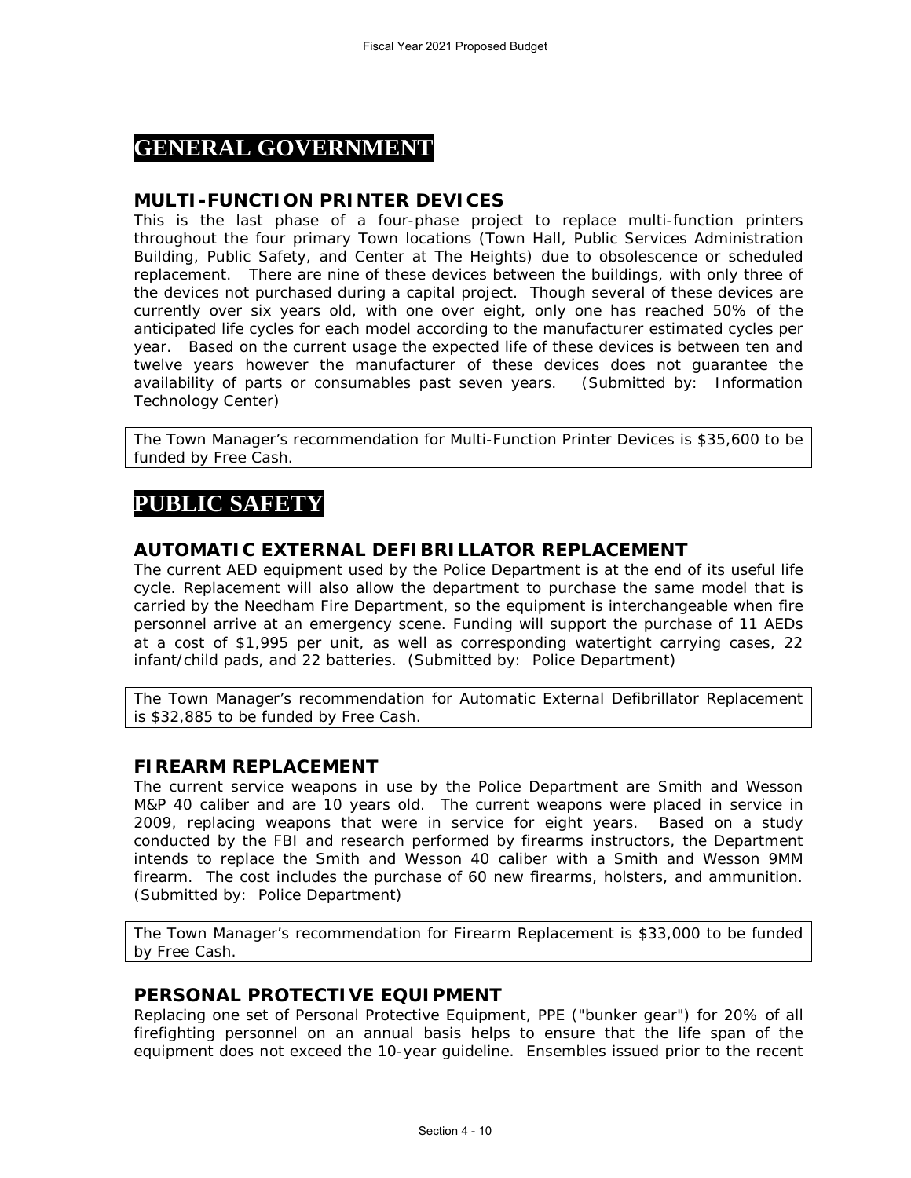# GENERAL GOVERNMENT

## MULTI-FUNCTION PRINTER DEVICES

This is the last phase of a four-phase project to replace multi-function printers throughout the four primary Town locations (Town Hall, Public Services Administration Building, Public Safety, and Center at The Heights) due to obsolescence or scheduled replacement. There are nine of these devices between the buildings, with only three of the devices not purchased during a capital project. Though several of these devices are currently over six years old, with one over eight, only one has reached 50% of the anticipated life cycles for each model according to the manufacturer estimated cycles per year. Based on the current usage the expected life of these devices is between ten and twelve years however the manufacturer of these devices does not guarantee the availability of parts or consumables past seven years. *(Submitted by: Information Technology Center)*

The Town Manager's recommendation for Multi-Function Printer Devices is $35,600 to be funded by Free Cash.

# PUBLIC SAFETY

## AUTOMATIC EXTERNAL DEFIBRILLATOR REPLACEMENT

The current AED equipment used by the Police Department is at the end of its useful life cycle. Replacement will also allow the department to purchase the same model that is carried by the Needham Fire Department, so the equipment is interchangeable when fire personnel arrive at an emergency scene. Funding will support the purchase of 11 AEDs at a cost of $1,995 per unit, as well as corresponding watertight carrying cases, 22 infant/child pads, and 22 batteries. *(Submitted by: Police Department)*

The Town Manager's recommendation for Automatic External Defibrillator Replacement is $32,885 to be funded by Free Cash.

## FIREARM REPLACEMENT

The current service weapons in use by the Police Department are Smith and Wesson M&P 40 caliber and are 10 years old. The current weapons were placed in service in 2009, replacing weapons that were in service for eight years. Based on a study conducted by the FBI and research performed by firearms instructors, the Department intends to replace the Smith and Wesson 40 caliber with a Smith and Wesson 9MM firearm. The cost includes the purchase of 60 new firearms, holsters, and ammunition. *(Submitted by: Police Department)*

The Town Manager's recommendation for Firearm Replacement is $33,000 to be funded by Free Cash.

## PERSONAL PROTECTIVE EQUIPMENT

Replacing one set of Personal Protective Equipment, PPE ("bunker gear") for 20% of all firefighting personnel on an annual basis helps to ensure that the life span of the equipment does not exceed the 10-year guideline. Ensembles issued prior to the recent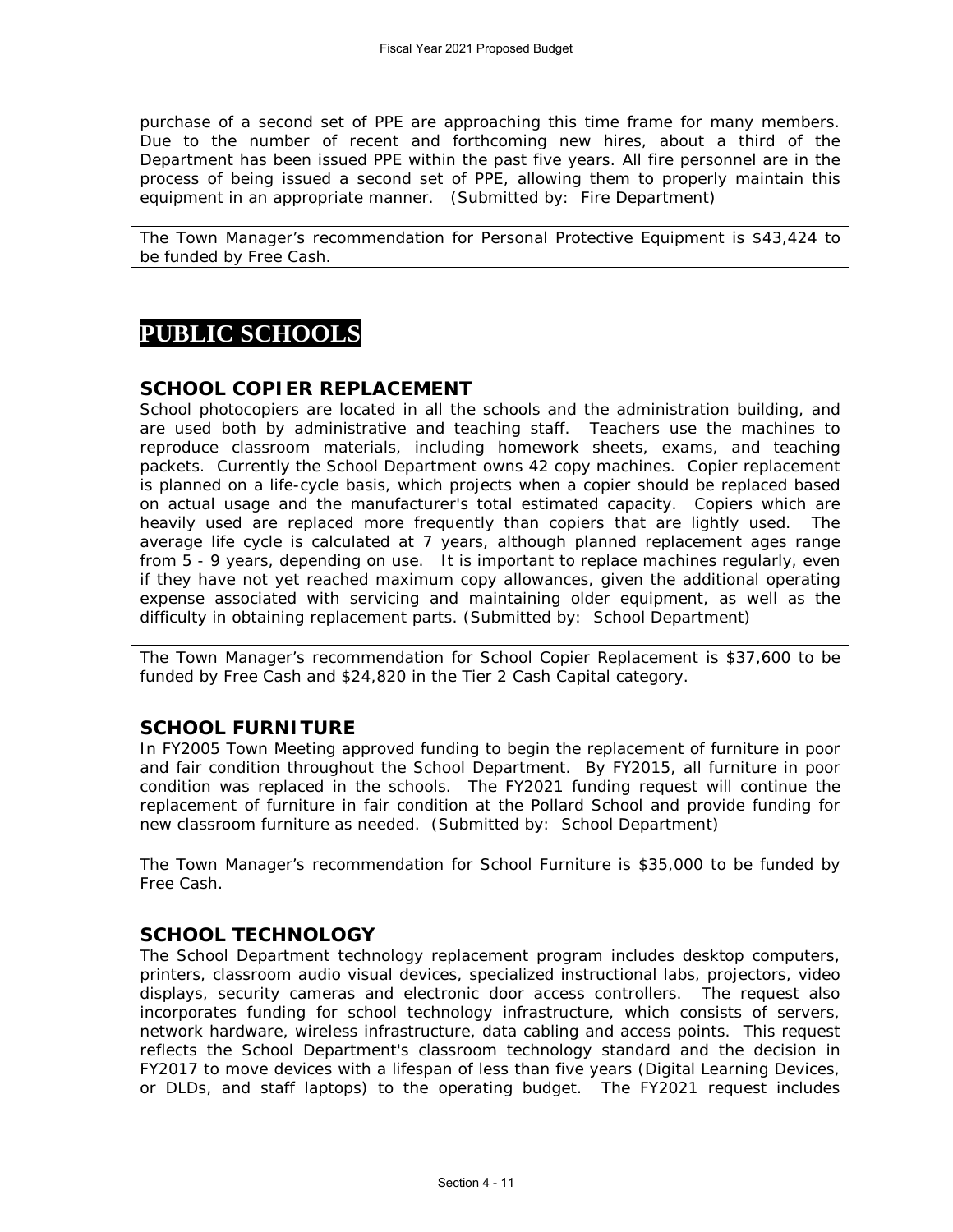purchase of a second set of PPE are approaching this time frame for many members. Due to the number of recent and forthcoming new hires, about a third of the Department has been issued PPE within the past five years. All fire personnel are in the process of being issued a second set of PPE, allowing them to properly maintain this equipment in an appropriate manner. (Submitted by: Fire Department)

The Town Manager's recommendation for Personal Protective Equipment is $43,424 to be funded by Free Cash.

# PUBLIC SCHOOLS

## SCHOOL COPIER REPLACEMENT

School photocopiers are located in all the schools and the administration building, and are used both by administrative and teaching staff. Teachers use the machines to reproduce classroom materials, including homework sheets, exams, and teaching packets. Currently the School Department owns 42 copy machines. Copier replacement is planned on a life-cycle basis, which projects when a copier should be replaced based on actual usage and the manufacturer's total estimated capacity. Copiers which are heavily used are replaced more frequently than copiers that are lightly used. The average life cycle is calculated at 7 years, although planned replacement ages range from 5 - 9 years, depending on use. It is important to replace machines regularly, even if they have not yet reached maximum copy allowances, given the additional operating expense associated with servicing and maintaining older equipment, as well as the difficulty in obtaining replacement parts. (Submitted by: School Department)

The Town Manager's recommendation for School Copier Replacement is $37,600 to be funded by Free Cash and $24,820 in the Tier 2 Cash Capital category.

## SCHOOL FURNITURE

In FY2005 Town Meeting approved funding to begin the replacement of furniture in poor and fair condition throughout the School Department. By FY2015, all furniture in poor condition was replaced in the schools. The FY2021 funding request will continue the replacement of furniture in fair condition at the Pollard School and provide funding for new classroom furniture as needed. (Submitted by: School Department)

The Town Manager's recommendation for School Furniture is $35,000 to be funded by Free Cash.

## SCHOOL TECHNOLOGY

The School Department technology replacement program includes desktop computers, printers, classroom audio visual devices, specialized instructional labs, projectors, video displays, security cameras and electronic door access controllers. The request also incorporates funding for school technology infrastructure, which consists of servers, network hardware, wireless infrastructure, data cabling and access points. This request reflects the School Department's classroom technology standard and the decision in FY2017 to move devices with a lifespan of less than five years (Digital Learning Devices, or DLDs, and staff laptops) to the operating budget. The FY2021 request includes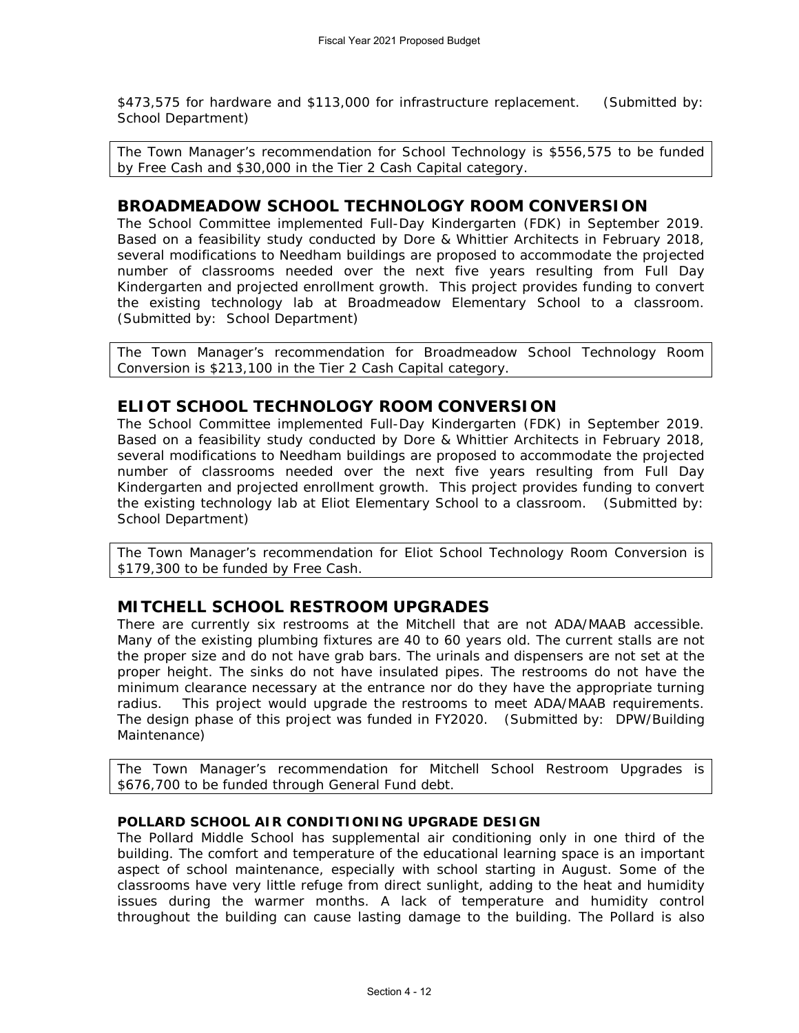$473,575 for hardware and $113,000 for infrastructure replacement. (Submitted by: School Department)

The Town Manager's recommendation for School Technology is $556,575 to be funded by Free Cash and $30,000 in the Tier 2 Cash Capital category.

## BROADMEADOW SCHOOL TECHNOLOGY ROOM CONVERSION

The School Committee implemented Full-Day Kindergarten (FDK) in September 2019. Based on a feasibility study conducted by Dore & Whittier Architects in February 2018, several modifications to Needham buildings are proposed to accommodate the projected number of classrooms needed over the next five years resulting from Full Day Kindergarten and projected enrollment growth. This project provides funding to convert the existing technology lab at Broadmeadow Elementary School to a classroom. (Submitted by: School Department)

The Town Manager's recommendation for Broadmeadow School Technology Room Conversion is $213,100 in the Tier 2 Cash Capital category.

## ELIOT SCHOOL TECHNOLOGY ROOM CONVERSION

The School Committee implemented Full-Day Kindergarten (FDK) in September 2019. Based on a feasibility study conducted by Dore & Whittier Architects in February 2018, several modifications to Needham buildings are proposed to accommodate the projected number of classrooms needed over the next five years resulting from Full Day Kindergarten and projected enrollment growth. This project provides funding to convert the existing technology lab at Eliot Elementary School to a classroom. (Submitted by: School Department)

The Town Manager's recommendation for Eliot School Technology Room Conversion is $179,300 to be funded by Free Cash.

## MITCHELL SCHOOL RESTROOM UPGRADES

There are currently six restrooms at the Mitchell that are not ADA/MAAB accessible. Many of the existing plumbing fixtures are 40 to 60 years old. The current stalls are not the proper size and do not have grab bars. The urinals and dispensers are not set at the proper height. The sinks do not have insulated pipes. The restrooms do not have the minimum clearance necessary at the entrance nor do they have the appropriate turning radius. This project would upgrade the restrooms to meet ADA/MAAB requirements. The design phase of this project was funded in FY2020. (Submitted by: DPW/Building Maintenance)

The Town Manager's recommendation for Mitchell School Restroom Upgrades is $676,700 to be funded through General Fund debt.

### POLLARD SCHOOL AIR CONDITIONING UPGRADE DESIGN

The Pollard Middle School has supplemental air conditioning only in one third of the building. The comfort and temperature of the educational learning space is an important aspect of school maintenance, especially with school starting in August. Some of the classrooms have very little refuge from direct sunlight, adding to the heat and humidity issues during the warmer months. A lack of temperature and humidity control throughout the building can cause lasting damage to the building. The Pollard is also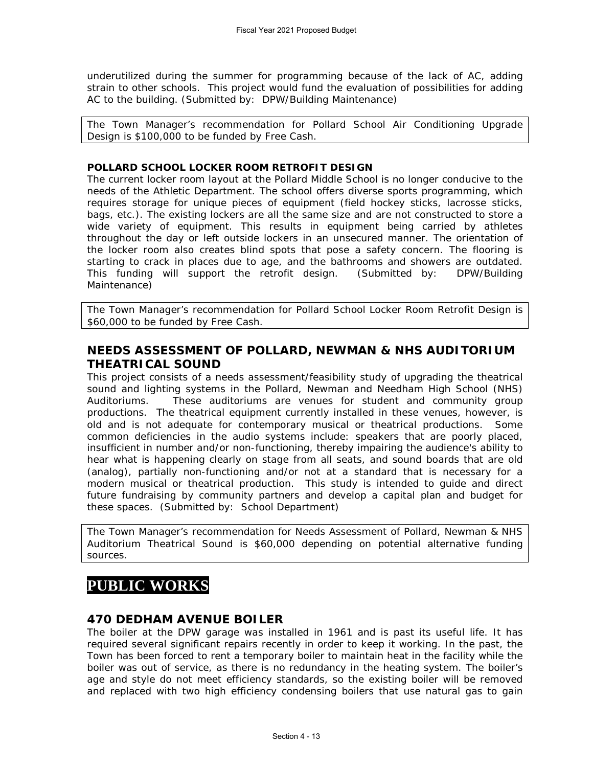underutilized during the summer for programming because of the lack of AC, adding strain to other schools. This project would fund the evaluation of possibilities for adding AC to the building. (Submitted by: DPW/Building Maintenance)

The Town Manager's recommendation for Pollard School Air Conditioning Upgrade Design is $100,000 to be funded by Free Cash.

#### POLLARD SCHOOL LOCKER ROOM RETROFIT DESIGN

The current locker room layout at the Pollard Middle School is no longer conducive to the needs of the Athletic Department. The school offers diverse sports programming, which requires storage for unique pieces of equipment (field hockey sticks, lacrosse sticks, bags, etc.). The existing lockers are all the same size and are not constructed to store a wide variety of equipment. This results in equipment being carried by athletes throughout the day or left outside lockers in an unsecured manner. The orientation of the locker room also creates blind spots that pose a safety concern. The flooring is starting to crack in places due to age, and the bathrooms and showers are outdated. This funding will support the retrofit design. (Submitted by: DPW/Building Maintenance)

The Town Manager's recommendation for Pollard School Locker Room Retrofit Design is $60,000 to be funded by Free Cash.

### NEEDS ASSESSMENT OF POLLARD, NEWMAN & NHS AUDITORIUM THEATRICAL SOUND

This project consists of a needs assessment/feasibility study of upgrading the theatrical sound and lighting systems in the Pollard, Newman and Needham High School (NHS) Auditoriums. These auditoriums are venues for student and community group productions. The theatrical equipment currently installed in these venues, however, is old and is not adequate for contemporary musical or theatrical productions. Some common deficiencies in the audio systems include: speakers that are poorly placed, insufficient in number and/or non-functioning, thereby impairing the audience's ability to hear what is happening clearly on stage from all seats, and sound boards that are old (analog), partially non-functioning and/or not at a standard that is necessary for a modern musical or theatrical production. This study is intended to guide and direct future fundraising by community partners and develop a capital plan and budget for these spaces. (Submitted by: School Department)

The Town Manager's recommendation for Needs Assessment of Pollard, Newman & NHS Auditorium Theatrical Sound is $60,000 depending on potential alternative funding sources.

## PUBLIC WORKS

### 470 DEDHAM AVENUE BOILER

The boiler at the DPW garage was installed in 1961 and is past its useful life. It has required several significant repairs recently in order to keep it working. In the past, the Town has been forced to rent a temporary boiler to maintain heat in the facility while the boiler was out of service, as there is no redundancy in the heating system. The boiler's age and style do not meet efficiency standards, so the existing boiler will be removed and replaced with two high efficiency condensing boilers that use natural gas to gain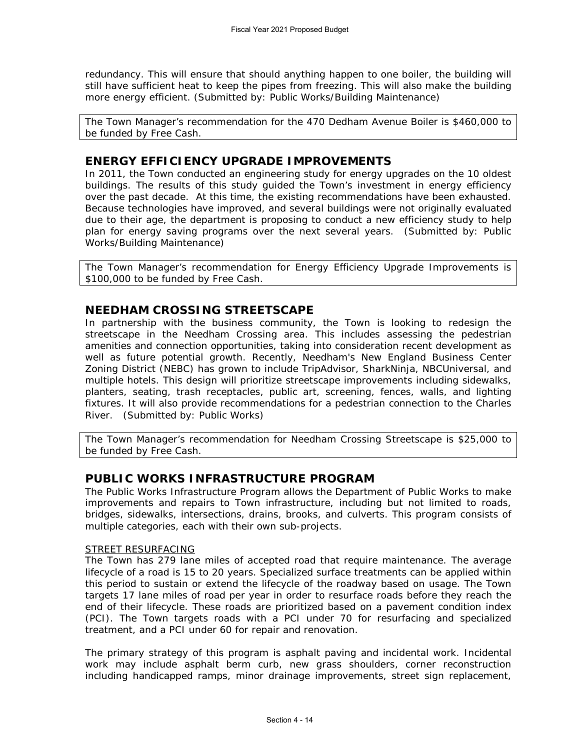redundancy. This will ensure that should anything happen to one boiler, the building will still have sufficient heat to keep the pipes from freezing. This will also make the building more energy efficient. (Submitted by: Public Works/Building Maintenance)

The Town Manager's recommendation for the 470 Dedham Avenue Boiler is $460,000 to be funded by Free Cash.

## ENERGY EFFICIENCY UPGRADE IMPROVEMENTS

In 2011, the Town conducted an engineering study for energy upgrades on the 10 oldest buildings. The results of this study guided the Town's investment in energy efficiency over the past decade. At this time, the existing recommendations have been exhausted. Because technologies have improved, and several buildings were not originally evaluated due to their age, the department is proposing to conduct a new efficiency study to help plan for energy saving programs over the next several years. (Submitted by: Public Works/Building Maintenance)

The Town Manager's recommendation for Energy Efficiency Upgrade Improvements is $100,000 to be funded by Free Cash.

## NEEDHAM CROSSING STREETSCAPE

In partnership with the business community, the Town is looking to redesign the streetscape in the Needham Crossing area. This includes assessing the pedestrian amenities and connection opportunities, taking into consideration recent development as well as future potential growth. Recently, Needham's New England Business Center Zoning District (NEBC) has grown to include TripAdvisor, SharkNinja, NBCUniversal, and multiple hotels. This design will prioritize streetscape improvements including sidewalks, planters, seating, trash receptacles, public art, screening, fences, walls, and lighting fixtures. It will also provide recommendations for a pedestrian connection to the Charles River. (Submitted by: Public Works)

The Town Manager's recommendation for Needham Crossing Streetscape is $25,000 to be funded by Free Cash.

## PUBLIC WORKS INFRASTRUCTURE PROGRAM

The Public Works Infrastructure Program allows the Department of Public Works to make improvements and repairs to Town infrastructure, including but not limited to roads, bridges, sidewalks, intersections, drains, brooks, and culverts. This program consists of multiple categories, each with their own sub-projects.

STREET RESURFACING

The Town has 279 lane miles of accepted road that require maintenance. The average lifecycle of a road is 15 to 20 years. Specialized surface treatments can be applied within this period to sustain or extend the lifecycle of the roadway based on usage. The Town targets 17 lane miles of road per year in order to resurface roads before they reach the end of their lifecycle. These roads are prioritized based on a pavement condition index (PCI). The Town targets roads with a PCI under 70 for resurfacing and specialized treatment, and a PCI under 60 for repair and renovation.

The primary strategy of this program is asphalt paving and incidental work. Incidental work may include asphalt berm curb, new grass shoulders, corner reconstruction including handicapped ramps, minor drainage improvements, street sign replacement,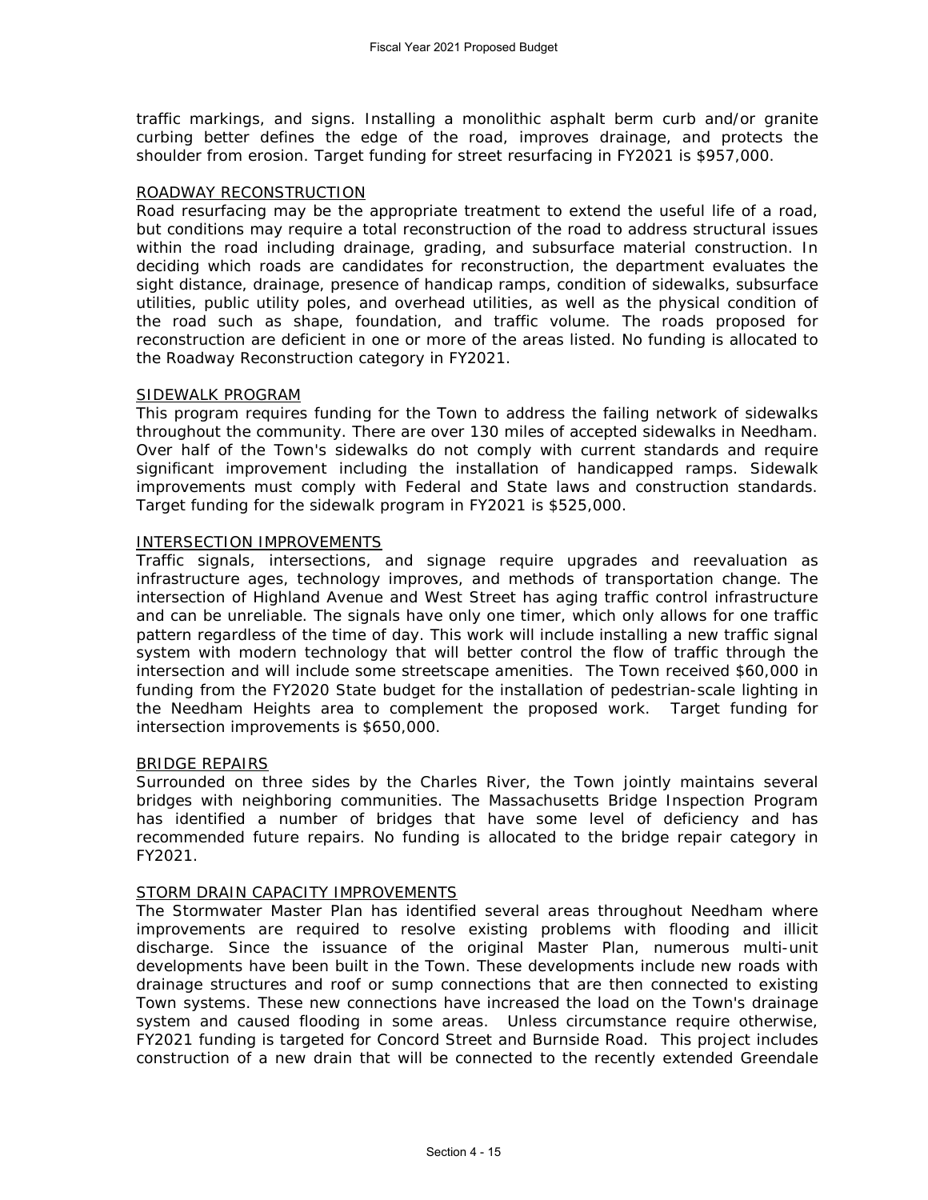traffic markings, and signs. Installing a monolithic asphalt berm curb and/or granite curbing better defines the edge of the road, improves drainage, and protects the shoulder from erosion. Target funding for street resurfacing in FY2021 is $957,000.

ROADWAY RECONSTRUCTION

Road resurfacing may be the appropriate treatment to extend the useful life of a road, but conditions may require a total reconstruction of the road to address structural issues within the road including drainage, grading, and subsurface material construction. In deciding which roads are candidates for reconstruction, the department evaluates the sight distance, drainage, presence of handicap ramps, condition of sidewalks, subsurface utilities, public utility poles, and overhead utilities, as well as the physical condition of the road such as shape, foundation, and traffic volume. The roads proposed for reconstruction are deficient in one or more of the areas listed. No funding is allocated to the Roadway Reconstruction category in FY2021.

SIDEWALK PROGRAM

This program requires funding for the Town to address the failing network of sidewalks throughout the community. There are over 130 miles of accepted sidewalks in Needham. Over half of the Town's sidewalks do not comply with current standards and require significant improvement including the installation of handicapped ramps. Sidewalk improvements must comply with Federal and State laws and construction standards. Target funding for the sidewalk program in FY2021 is $525,000.

INTERSECTION IMPROVEMENTS

Traffic signals, intersections, and signage require upgrades and reevaluation as infrastructure ages, technology improves, and methods of transportation change. The intersection of Highland Avenue and West Street has aging traffic control infrastructure and can be unreliable. The signals have only one timer, which only allows for one traffic pattern regardless of the time of day. This work will include installing a new traffic signal system with modern technology that will better control the flow of traffic through the intersection and will include some streetscape amenities. The Town received $60,000 in funding from the FY2020 State budget for the installation of pedestrian-scale lighting in the Needham Heights area to complement the proposed work. Target funding for intersection improvements is $650,000.

BRIDGE REPAIRS

Surrounded on three sides by the Charles River, the Town jointly maintains several bridges with neighboring communities. The Massachusetts Bridge Inspection Program has identified a number of bridges that have some level of deficiency and has recommended future repairs. No funding is allocated to the bridge repair category in FY2021.

STORM DRAIN CAPACITY IMPROVEMENTS

The Stormwater Master Plan has identified several areas throughout Needham where improvements are required to resolve existing problems with flooding and illicit discharge. Since the issuance of the original Master Plan, numerous multi-unit developments have been built in the Town. These developments include new roads with drainage structures and roof or sump connections that are then connected to existing Town systems. These new connections have increased the load on the Town's drainage system and caused flooding in some areas. Unless circumstance require otherwise, FY2021 funding is targeted for Concord Street and Burnside Road. This project includes construction of a new drain that will be connected to the recently extended Greendale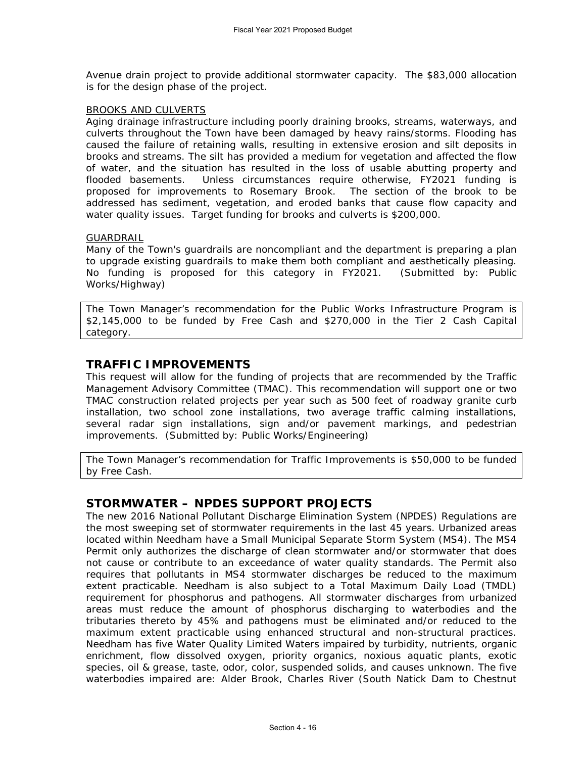Avenue drain project to provide additional stormwater capacity. The $83,000 allocation is for the design phase of the project.

BROOKS AND CULVERTS

Aging drainage infrastructure including poorly draining brooks, streams, waterways, and culverts throughout the Town have been damaged by heavy rains/storms. Flooding has caused the failure of retaining walls, resulting in extensive erosion and silt deposits in brooks and streams. The silt has provided a medium for vegetation and affected the flow of water, and the situation has resulted in the loss of usable abutting property and flooded basements. Unless circumstances require otherwise, FY2021 funding is proposed for improvements to Rosemary Brook. The section of the brook to be addressed has sediment, vegetation, and eroded banks that cause flow capacity and water quality issues. Target funding for brooks and culverts is $200,000.

GUARDRAIL

Many of the Town's guardrails are noncompliant and the department is preparing a plan to upgrade existing guardrails to make them both compliant and aesthetically pleasing. No funding is proposed for this category in FY2021. (Submitted by: Public Works/Highway)

The Town Manager's recommendation for the Public Works Infrastructure Program is $2,145,000 to be funded by Free Cash and $270,000 in the Tier 2 Cash Capital category.

## TRAFFIC IMPROVEMENTS

This request will allow for the funding of projects that are recommended by the Traffic Management Advisory Committee (TMAC). This recommendation will support one or two TMAC construction related projects per year such as 500 feet of roadway granite curb installation, two school zone installations, two average traffic calming installations, several radar sign installations, sign and/or pavement markings, and pedestrian improvements. (Submitted by: Public Works/Engineering)

The Town Manager's recommendation for Traffic Improvements is $50,000 to be funded by Free Cash.

## STORMWATER – NPDES SUPPORT PROJECTS

The new 2016 National Pollutant Discharge Elimination System (NPDES) Regulations are the most sweeping set of stormwater requirements in the last 45 years. Urbanized areas located within Needham have a Small Municipal Separate Storm System (MS4). The MS4 Permit only authorizes the discharge of clean stormwater and/or stormwater that does not cause or contribute to an exceedance of water quality standards. The Permit also requires that pollutants in MS4 stormwater discharges be reduced to the maximum extent practicable. Needham is also subject to a Total Maximum Daily Load (TMDL) requirement for phosphorus and pathogens. All stormwater discharges from urbanized areas must reduce the amount of phosphorus discharging to waterbodies and the tributaries thereto by 45% and pathogens must be eliminated and/or reduced to the maximum extent practicable using enhanced structural and non-structural practices. Needham has five Water Quality Limited Waters impaired by turbidity, nutrients, organic enrichment, flow dissolved oxygen, priority organics, noxious aquatic plants, exotic species, oil & grease, taste, odor, color, suspended solids, and causes unknown. The five waterbodies impaired are: Alder Brook, Charles River (South Natick Dam to Chestnut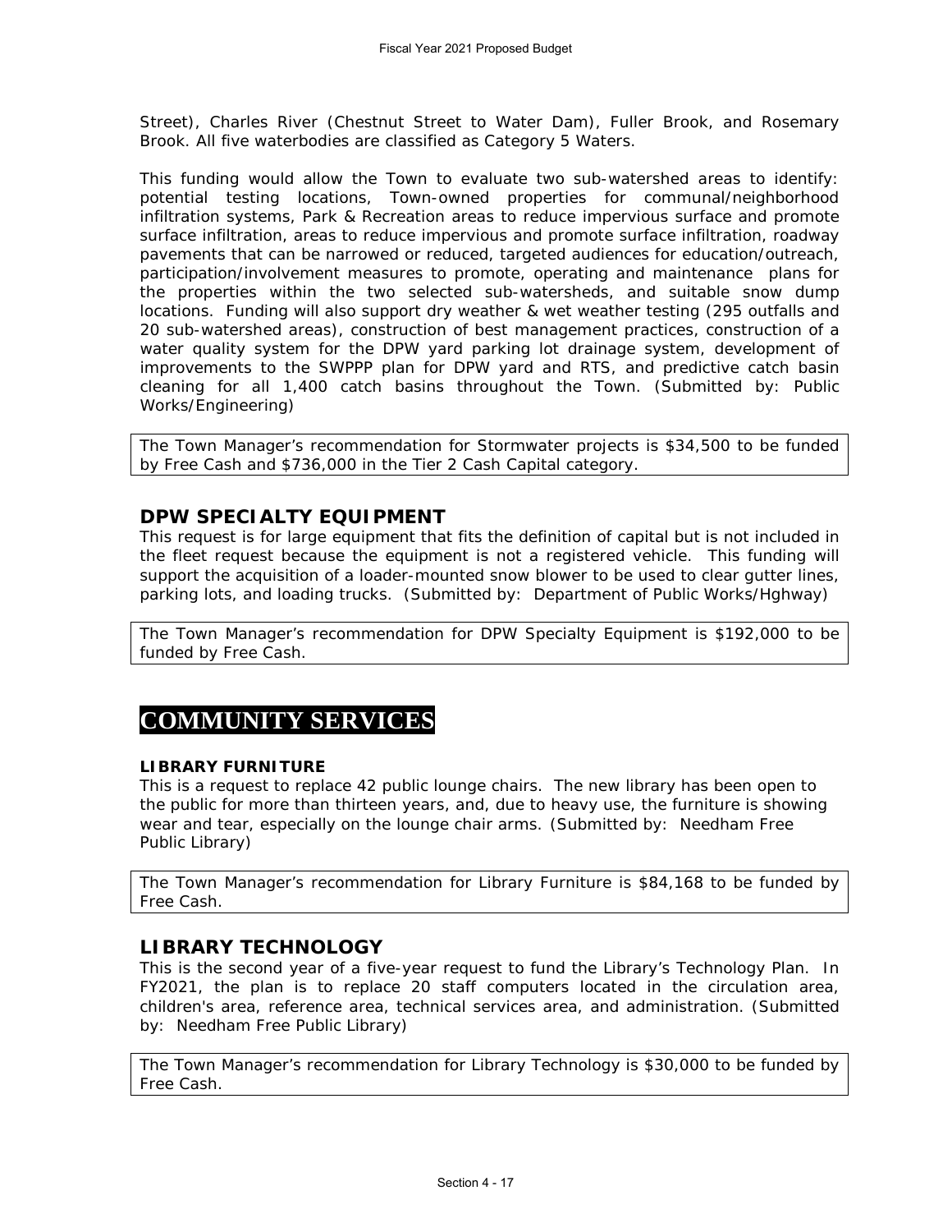Street), Charles River (Chestnut Street to Water Dam), Fuller Brook, and Rosemary Brook. All five waterbodies are classified as Category 5 Waters.

This funding would allow the Town to evaluate two sub-watershed areas to identify: potential testing locations, Town-owned properties for communal/neighborhood infiltration systems, Park & Recreation areas to reduce impervious surface and promote surface infiltration, areas to reduce impervious and promote surface infiltration, roadway pavements that can be narrowed or reduced, targeted audiences for education/outreach, participation/involvement measures to promote, operating and maintenance plans for the properties within the two selected sub-watersheds, and suitable snow dump locations. Funding will also support dry weather & wet weather testing (295 outfalls and 20 sub-watershed areas), construction of best management practices, construction of a water quality system for the DPW yard parking lot drainage system, development of improvements to the SWPPP plan for DPW yard and RTS, and predictive catch basin cleaning for all 1,400 catch basins throughout the Town. (Submitted by: Public Works/Engineering)

The Town Manager's recommendation for Stormwater projects is $34,500 to be funded by Free Cash and $736,000 in the Tier 2 Cash Capital category.

## DPW SPECIALTY EQUIPMENT

This request is for large equipment that fits the definition of capital but is not included in the fleet request because the equipment is not a registered vehicle. This funding will support the acquisition of a loader-mounted snow blower to be used to clear gutter lines, parking lots, and loading trucks. (Submitted by: Department of Public Works/Hghway)

The Town Manager's recommendation for DPW Specialty Equipment is $192,000 to be funded by Free Cash.

# COMMUNITY SERVICES

### LIBRARY FURNITURE

This is a request to replace 42 public lounge chairs. The new library has been open to the public for more than thirteen years, and, due to heavy use, the furniture is showing wear and tear, especially on the lounge chair arms. (Submitted by: Needham Free Public Library)

The Town Manager's recommendation for Library Furniture is $84,168 to be funded by Free Cash.

## LIBRARY TECHNOLOGY

This is the second year of a five-year request to fund the Library's Technology Plan. In FY2021, the plan is to replace 20 staff computers located in the circulation area, children's area, reference area, technical services area, and administration. (Submitted by: Needham Free Public Library)

The Town Manager's recommendation for Library Technology is $30,000 to be funded by Free Cash.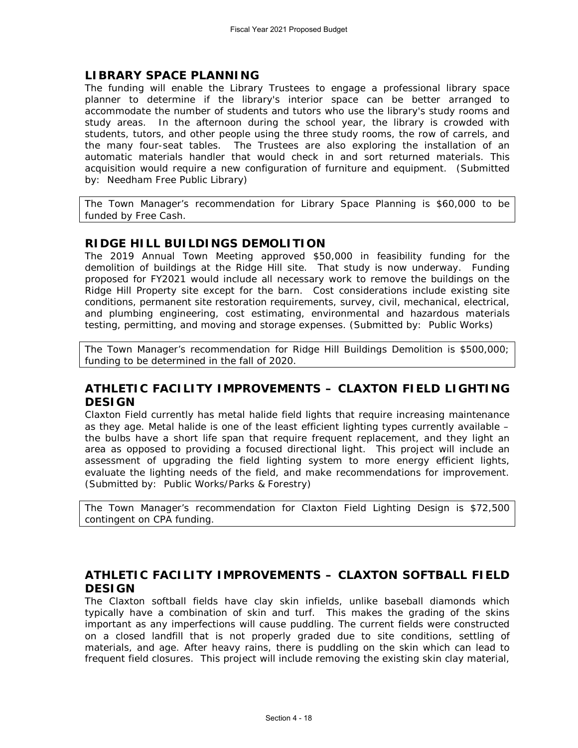## LIBRARY SPACE PLANNING

The funding will enable the Library Trustees to engage a professional library space planner to determine if the library's interior space can be better arranged to accommodate the number of students and tutors who use the library's study rooms and study areas. In the afternoon during the school year, the library is crowded with students, tutors, and other people using the three study rooms, the row of carrels, and the many four-seat tables. The Trustees are also exploring the installation of an automatic materials handler that would check in and sort returned materials. This acquisition would require a new configuration of furniture and equipment. (Submitted by: Needham Free Public Library)

The Town Manager's recommendation for Library Space Planning is $60,000 to be funded by Free Cash.

## RIDGE HILL BUILDINGS DEMOLITION

The 2019 Annual Town Meeting approved $50,000 in feasibility funding for the demolition of buildings at the Ridge Hill site. That study is now underway. Funding proposed for FY2021 would include all necessary work to remove the buildings on the Ridge Hill Property site except for the barn. Cost considerations include existing site conditions, permanent site restoration requirements, survey, civil, mechanical, electrical, and plumbing engineering, cost estimating, environmental and hazardous materials testing, permitting, and moving and storage expenses. (Submitted by: Public Works)

The Town Manager's recommendation for Ridge Hill Buildings Demolition is $500,000; funding to be determined in the fall of 2020.

## ATHLETIC FACILITY IMPROVEMENTS – CLAXTON FIELD LIGHTING DESIGN

Claxton Field currently has metal halide field lights that require increasing maintenance as they age. Metal halide is one of the least efficient lighting types currently available – the bulbs have a short life span that require frequent replacement, and they light an area as opposed to providing a focused directional light. This project will include an assessment of upgrading the field lighting system to more energy efficient lights, evaluate the lighting needs of the field, and make recommendations for improvement. (Submitted by: Public Works/Parks & Forestry)

The Town Manager's recommendation for Claxton Field Lighting Design is $72,500 contingent on CPA funding.

## ATHLETIC FACILITY IMPROVEMENTS – CLAXTON SOFTBALL FIELD DESIGN

The Claxton softball fields have clay skin infields, unlike baseball diamonds which typically have a combination of skin and turf. This makes the grading of the skins important as any imperfections will cause puddling. The current fields were constructed on a closed landfill that is not properly graded due to site conditions, settling of materials, and age. After heavy rains, there is puddling on the skin which can lead to frequent field closures. This project will include removing the existing skin clay material,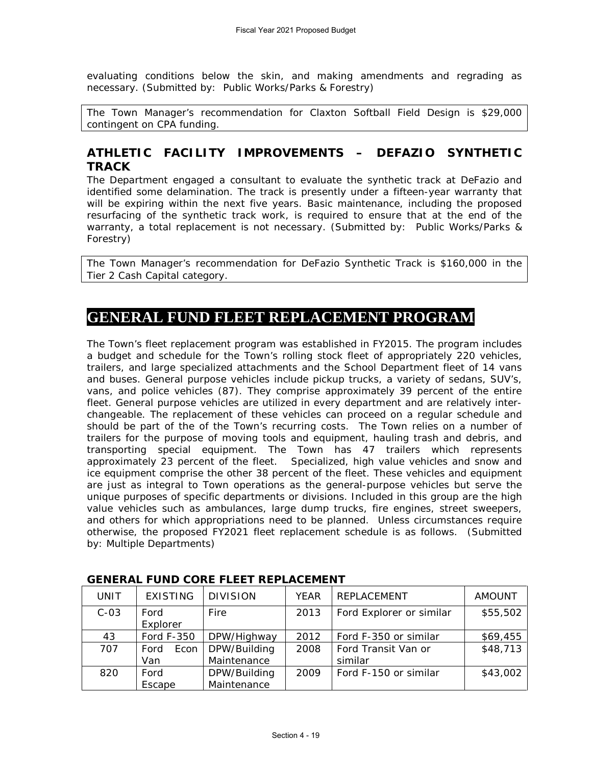evaluating conditions below the skin, and making amendments and regrading as necessary. (Submitted by: Public Works/Parks & Forestry)

The Town Manager's recommendation for Claxton Softball Field Design is $29,000 contingent on CPA funding.

## ATHLETIC FACILITY IMPROVEMENTS – DEFAZIO SYNTHETIC TRACK

The Department engaged a consultant to evaluate the synthetic track at DeFazio and identified some delamination. The track is presently under a fifteen-year warranty that will be expiring within the next five years. Basic maintenance, including the proposed resurfacing of the synthetic track work, is required to ensure that at the end of the warranty, a total replacement is not necessary. (Submitted by: Public Works/Parks & Forestry)

The Town Manager's recommendation for DeFazio Synthetic Track is $160,000 in the Tier 2 Cash Capital category.

# GENERAL FUND FLEET REPLACEMENT PROGRAM

The Town's fleet replacement program was established in FY2015. The program includes a budget and schedule for the Town's rolling stock fleet of appropriately 220 vehicles, trailers, and large specialized attachments and the School Department fleet of 14 vans and buses. General purpose vehicles include pickup trucks, a variety of sedans, SUV's, vans, and police vehicles (87). They comprise approximately 39 percent of the entire fleet. General purpose vehicles are utilized in every department and are relatively inter-changeable. The replacement of these vehicles can proceed on a regular schedule and should be part of the of the Town's recurring costs. The Town relies on a number of trailers for the purpose of moving tools and equipment, hauling trash and debris, and transporting special equipment. The Town has 47 trailers which represents approximately 23 percent of the fleet. Specialized, high value vehicles and snow and ice equipment comprise the other 38 percent of the fleet. These vehicles and equipment are just as integral to Town operations as the general-purpose vehicles but serve the unique purposes of specific departments or divisions. Included in this group are the high value vehicles such as ambulances, large dump trucks, fire engines, street sweepers, and others for which appropriations need to be planned. Unless circumstances require otherwise, the proposed FY2021 fleet replacement schedule is as follows. (Submitted by: Multiple Departments)

### GENERAL FUND CORE FLEET REPLACEMENT

| UNIT | EXISTING | DIVISION | YEAR | REPLACEMENT | AMOUNT |
|---|---|---|---|---|---|
| C-03 | Ford Explorer | Fire | 2013 | Ford Explorer or similar | $55,502 |
| 43 | Ford F-350 | DPW/Highway | 2012 | Ford F-350 or similar | $69,455 |
| 707 | Ford Econ Van | DPW/Building Maintenance | 2008 | Ford Transit Van or similar | $48,713 |
| 820 | Ford Escape | DPW/Building Maintenance | 2009 | Ford F-150 or similar | $43,002 |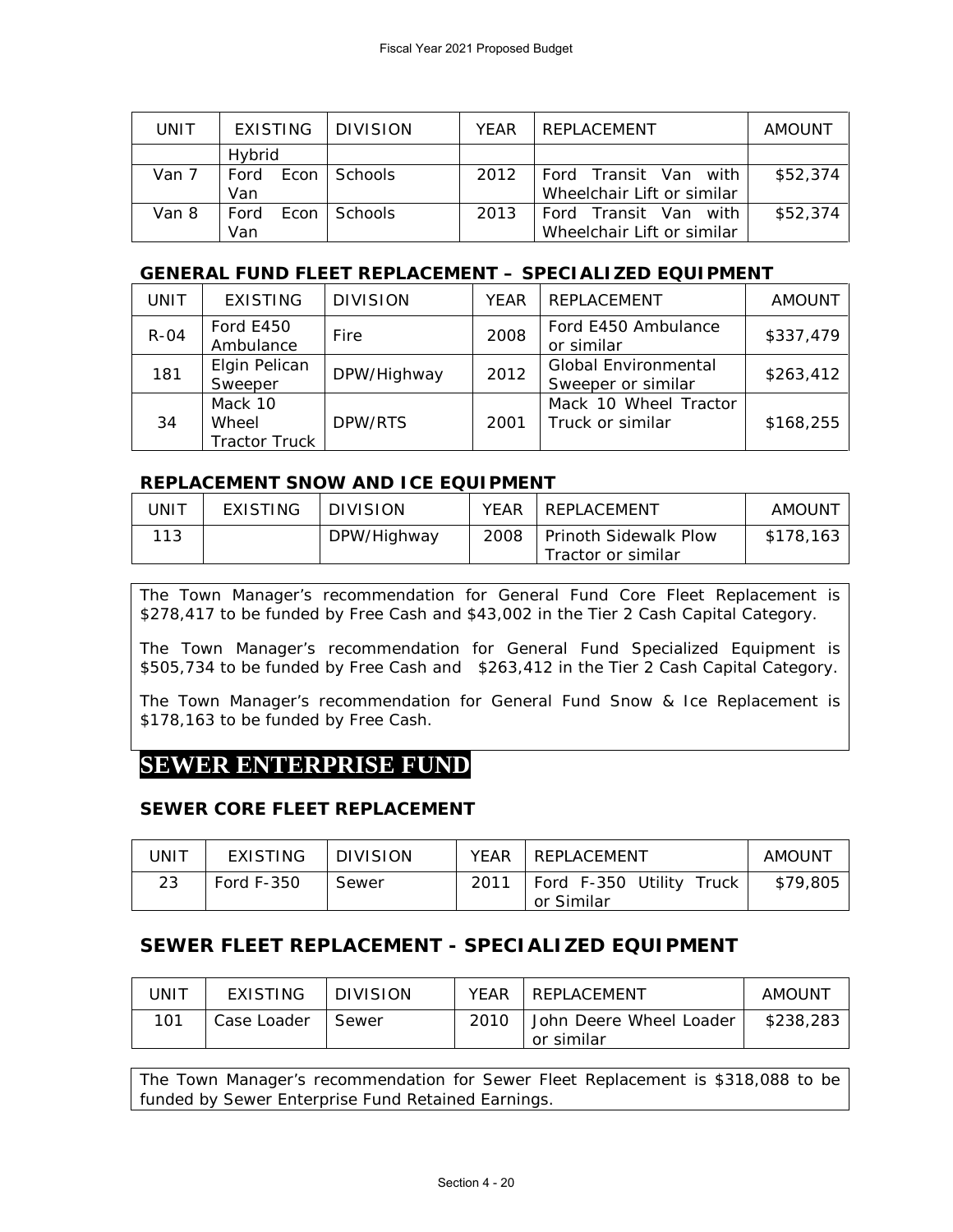| UNIT | EXISTING | DIVISION | YEAR | REPLACEMENT | AMOUNT |
|---|---|---|---|---|---|
| | Hybrid | | | | |
| Van 7 | Ford Econ Van | Schools | 2012 | Ford Transit Van with Wheelchair Lift or similar | $52,374 |
| Van 8 | Ford Econ Van | Schools | 2013 | Ford Transit Van with Wheelchair Lift or similar | $52,374 |

### GENERAL FUND FLEET REPLACEMENT – SPECIALIZED EQUIPMENT

| UNIT | EXISTING | DIVISION | YEAR | REPLACEMENT | AMOUNT |
|---|---|---|---|---|---|
| R-04 | Ford E450 Ambulance | Fire | 2008 | Ford E450 Ambulance or similar | $337,479 |
| 181 | Elgin Pelican Sweeper | DPW/Highway | 2012 | Global Environmental Sweeper or similar | $263,412 |
| 34 | Mack 10 Wheel Tractor Truck | DPW/RTS | 2001 | Mack 10 Wheel Tractor Truck or similar | $168,255 |

### REPLACEMENT SNOW AND ICE EQUIPMENT

| UNIT | EXISTING | DIVISION | YEAR | REPLACEMENT | AMOUNT |
|---|---|---|---|---|---|
| 113 | | DPW/Highway | 2008 | Prinoth Sidewalk Plow Tractor or similar | $178,163 |

The Town Manager's recommendation for General Fund Core Fleet Replacement is $278,417 to be funded by Free Cash and $43,002 in the Tier 2 Cash Capital Category.

The Town Manager's recommendation for General Fund Specialized Equipment is $505,734 to be funded by Free Cash and $263,412 in the Tier 2 Cash Capital Category.

The Town Manager's recommendation for General Fund Snow & Ice Replacement is $178,163 to be funded by Free Cash.

# SEWER ENTERPRISE FUND

### SEWER CORE FLEET REPLACEMENT

| UNIT | EXISTING | DIVISION | YEAR | REPLACEMENT | AMOUNT |
|---|---|---|---|---|---|
| 23 | Ford F-350 | Sewer | 2011 | Ford F-350 Utility Truck or Similar | $79,805 |

## SEWER FLEET REPLACEMENT - SPECIALIZED EQUIPMENT

| UNIT | EXISTING | DIVISION | YEAR | REPLACEMENT | AMOUNT |
|---|---|---|---|---|---|
| 101 | Case Loader | Sewer | 2010 | John Deere Wheel Loader or similar | $238,283 |

The Town Manager's recommendation for Sewer Fleet Replacement is $318,088 to be funded by Sewer Enterprise Fund Retained Earnings.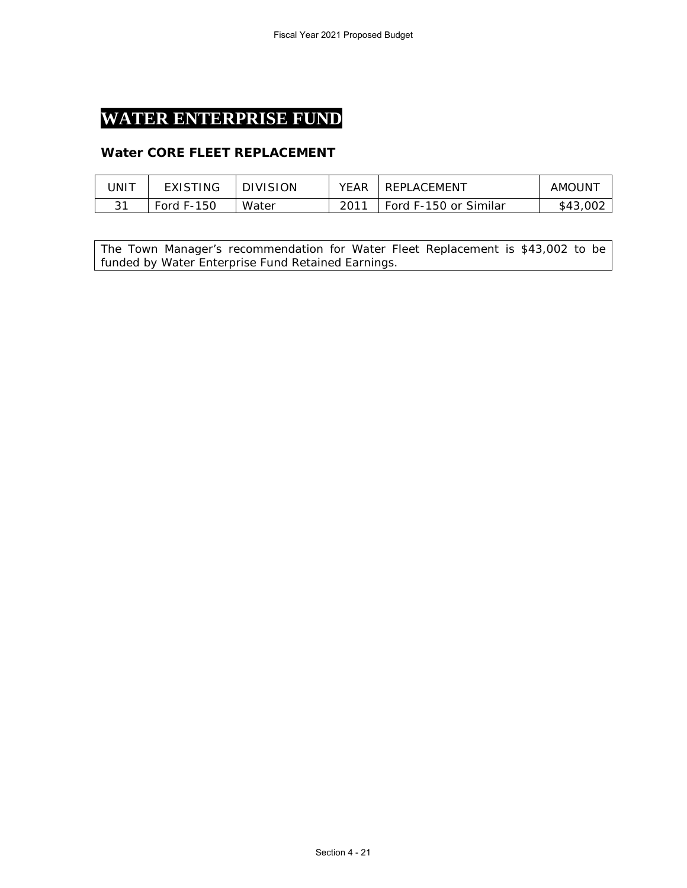# WATER ENTERPRISE FUND

### Water CORE FLEET REPLACEMENT

| UNIT | EXISTING | DIVISION | YEAR | REPLACEMENT | AMOUNT |
|---|---|---|---|---|---|
| 31 | Ford F-150 | Water | 2011 | Ford F-150 or Similar | $43,002 |

The Town Manager's recommendation for Water Fleet Replacement is $43,002 to be funded by Water Enterprise Fund Retained Earnings.